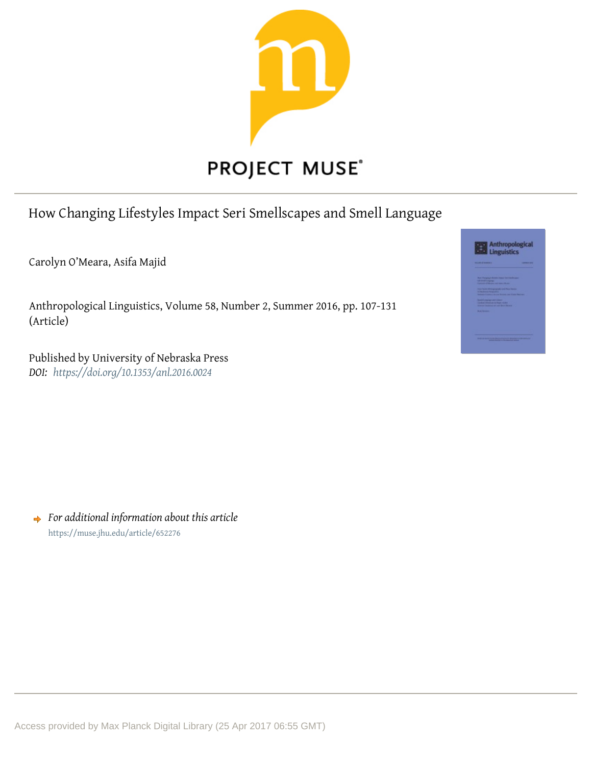PROJECT MUSE®

# How Changing Lifestyles Impact Seri Smellscapes and Smell Language

Carolyn O'Meara, Asifa Majid

Anthropological Linguistics, Volume 58, Number 2, Summer 2016, pp. 107-131 (Article)

Published by University of Nebraska Press

*DOI:* *https://doi.org/10.1353/anl.2016.0024*

*For additional information about this article*

https://muse.jhu.edu/article/652276

Access provided by Max Planck Digital Library (25 Apr 2017 06:55 GMT)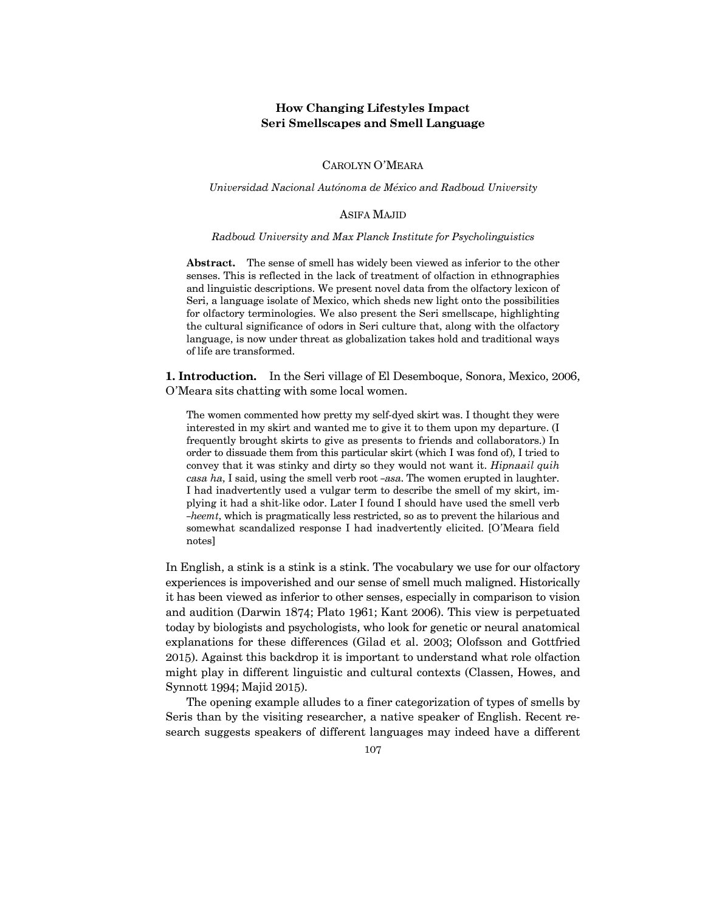# How Changing Lifestyles Impact Seri Smellscapes and Smell Language

CAROLYN O'MEARA

*Universidad Nacional Autónoma de México and Radboud University*

ASIFA MAJID

*Radboud University and Max Planck Institute for Psycholinguistics*

**Abstract.** The sense of smell has widely been viewed as inferior to the other senses. This is reflected in the lack of treatment of olfaction in ethnographies and linguistic descriptions. We present novel data from the olfactory lexicon of Seri, a language isolate of Mexico, which sheds new light onto the possibilities for olfactory terminologies. We also present the Seri smellscape, highlighting the cultural significance of odors in Seri culture that, along with the olfactory language, is now under threat as globalization takes hold and traditional ways of life are transformed.

**1. Introduction.** In the Seri village of El Desemboque, Sonora, Mexico, 2006, O'Meara sits chatting with some local women.

> The women commented how pretty my self-dyed skirt was. I thought they were interested in my skirt and wanted me to give it to them upon my departure. (I frequently brought skirts to give as presents to friends and collaborators.) In order to dissuade them from this particular skirt (which I was fond of), I tried to convey that it was stinky and dirty so they would not want it. *Hipnaail quih casa ha*, I said, using the smell verb root *-asa*. The women erupted in laughter. I had inadvertently used a vulgar term to describe the smell of my skirt, implying it had a shit-like odor. Later I found I should have used the smell verb *-heemt*, which is pragmatically less restricted, so as to prevent the hilarious and somewhat scandalized response I had inadvertently elicited. [O'Meara field notes]

In English, a stink is a stink is a stink. The vocabulary we use for our olfactory experiences is impoverished and our sense of smell much maligned. Historically it has been viewed as inferior to other senses, especially in comparison to vision and audition (Darwin 1874; Plato 1961; Kant 2006). This view is perpetuated today by biologists and psychologists, who look for genetic or neural anatomical explanations for these differences (Gilad et al. 2003; Olofsson and Gottfried 2015). Against this backdrop it is important to understand what role olfaction might play in different linguistic and cultural contexts (Classen, Howes, and Synnott 1994; Majid 2015).

The opening example alludes to a finer categorization of types of smells by Seris than by the visiting researcher, a native speaker of English. Recent research suggests speakers of different languages may indeed have a different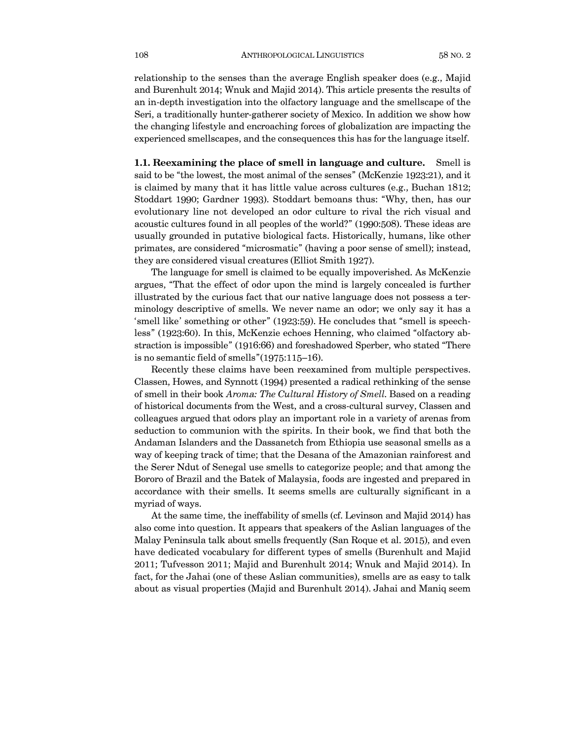relationship to the senses than the average English speaker does (e.g., Majid and Burenhult 2014; Wnuk and Majid 2014). This article presents the results of an in-depth investigation into the olfactory language and the smellscape of the Seri, a traditionally hunter-gatherer society of Mexico. In addition we show how the changing lifestyle and encroaching forces of globalization are impacting the experienced smellscapes, and the consequences this has for the language itself.

**1.1. Reexamining the place of smell in language and culture.** Smell is said to be "the lowest, the most animal of the senses" (McKenzie 1923:21), and it is claimed by many that it has little value across cultures (e.g., Buchan 1812; Stoddart 1990; Gardner 1993). Stoddart bemoans thus: "Why, then, has our evolutionary line not developed an odor culture to rival the rich visual and acoustic cultures found in all peoples of the world?" (1990:508). These ideas are usually grounded in putative biological facts. Historically, humans, like other primates, are considered "microsmatic" (having a poor sense of smell); instead, they are considered visual creatures (Elliot Smith 1927).

The language for smell is claimed to be equally impoverished. As McKenzie argues, "That the effect of odor upon the mind is largely concealed is further illustrated by the curious fact that our native language does not possess a terminology descriptive of smells. We never name an odor; we only say it has a 'smell like' something or other" (1923:59). He concludes that "smell is speechless" (1923:60). In this, McKenzie echoes Henning, who claimed "olfactory abstraction is impossible" (1916:66) and foreshadowed Sperber, who stated "There is no semantic field of smells"(1975:115–16).

Recently these claims have been reexamined from multiple perspectives. Classen, Howes, and Synnott (1994) presented a radical rethinking of the sense of smell in their book *Aroma: The Cultural History of Smell*. Based on a reading of historical documents from the West, and a cross-cultural survey, Classen and colleagues argued that odors play an important role in a variety of arenas from seduction to communion with the spirits. In their book, we find that both the Andaman Islanders and the Dassanetch from Ethiopia use seasonal smells as a way of keeping track of time; that the Desana of the Amazonian rainforest and the Serer Ndut of Senegal use smells to categorize people; and that among the Bororo of Brazil and the Batek of Malaysia, foods are ingested and prepared in accordance with their smells. It seems smells are culturally significant in a myriad of ways.

At the same time, the ineffability of smells (cf. Levinson and Majid 2014) has also come into question. It appears that speakers of the Aslian languages of the Malay Peninsula talk about smells frequently (San Roque et al. 2015), and even have dedicated vocabulary for different types of smells (Burenhult and Majid 2011; Tufvesson 2011; Majid and Burenhult 2014; Wnuk and Majid 2014). In fact, for the Jahai (one of these Aslian communities), smells are as easy to talk about as visual properties (Majid and Burenhult 2014). Jahai and Maniq seem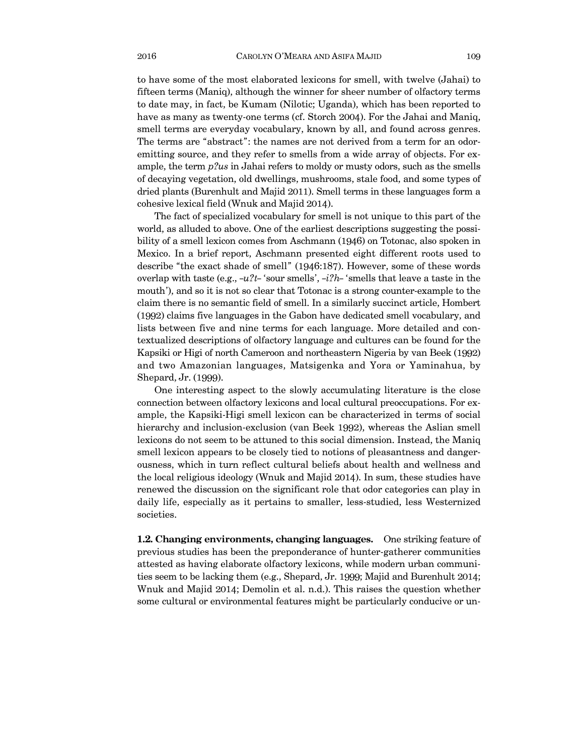to have some of the most elaborated lexicons for smell, with twelve (Jahai) to fifteen terms (Maniq), although the winner for sheer number of olfactory terms to date may, in fact, be Kumam (Nilotic; Uganda), which has been reported to have as many as twenty-one terms (cf. Storch 2004). For the Jahai and Maniq, smell terms are everyday vocabulary, known by all, and found across genres. The terms are "abstract": the names are not derived from a term for an odor-emitting source, and they refer to smells from a wide array of objects. For example, the term *pʔus* in Jahai refers to moldy or musty odors, such as the smells of decaying vegetation, old dwellings, mushrooms, stale food, and some types of dried plants (Burenhult and Majid 2011). Smell terms in these languages form a cohesive lexical field (Wnuk and Majid 2014).

The fact of specialized vocabulary for smell is not unique to this part of the world, as alluded to above. One of the earliest descriptions suggesting the possibility of a smell lexicon comes from Aschmann (1946) on Totonac, also spoken in Mexico. In a brief report, Aschmann presented eight different roots used to describe "the exact shade of smell" (1946:187). However, some of these words overlap with taste (e.g., *–uʔt–* 'sour smells', *–iʔh–* 'smells that leave a taste in the mouth'), and so it is not so clear that Totonac is a strong counter-example to the claim there is no semantic field of smell. In a similarly succinct article, Hombert (1992) claims five languages in the Gabon have dedicated smell vocabulary, and lists between five and nine terms for each language. More detailed and contextualized descriptions of olfactory language and cultures can be found for the Kapsiki or Higi of north Cameroon and northeastern Nigeria by van Beek (1992) and two Amazonian languages, Matsigenka and Yora or Yaminahua, by Shepard, Jr. (1999).

One interesting aspect to the slowly accumulating literature is the close connection between olfactory lexicons and local cultural preoccupations. For example, the Kapsiki-Higi smell lexicon can be characterized in terms of social hierarchy and inclusion-exclusion (van Beek 1992), whereas the Aslian smell lexicons do not seem to be attuned to this social dimension. Instead, the Maniq smell lexicon appears to be closely tied to notions of pleasantness and dangerousness, which in turn reflect cultural beliefs about health and wellness and the local religious ideology (Wnuk and Majid 2014). In sum, these studies have renewed the discussion on the significant role that odor categories can play in daily life, especially as it pertains to smaller, less-studied, less Westernized societies.

**1.2. Changing environments, changing languages.** One striking feature of previous studies has been the preponderance of hunter-gatherer communities attested as having elaborate olfactory lexicons, while modern urban communities seem to be lacking them (e.g., Shepard, Jr. 1999; Majid and Burenhult 2014; Wnuk and Majid 2014; Demolin et al. n.d.). This raises the question whether some cultural or environmental features might be particularly conducive or un-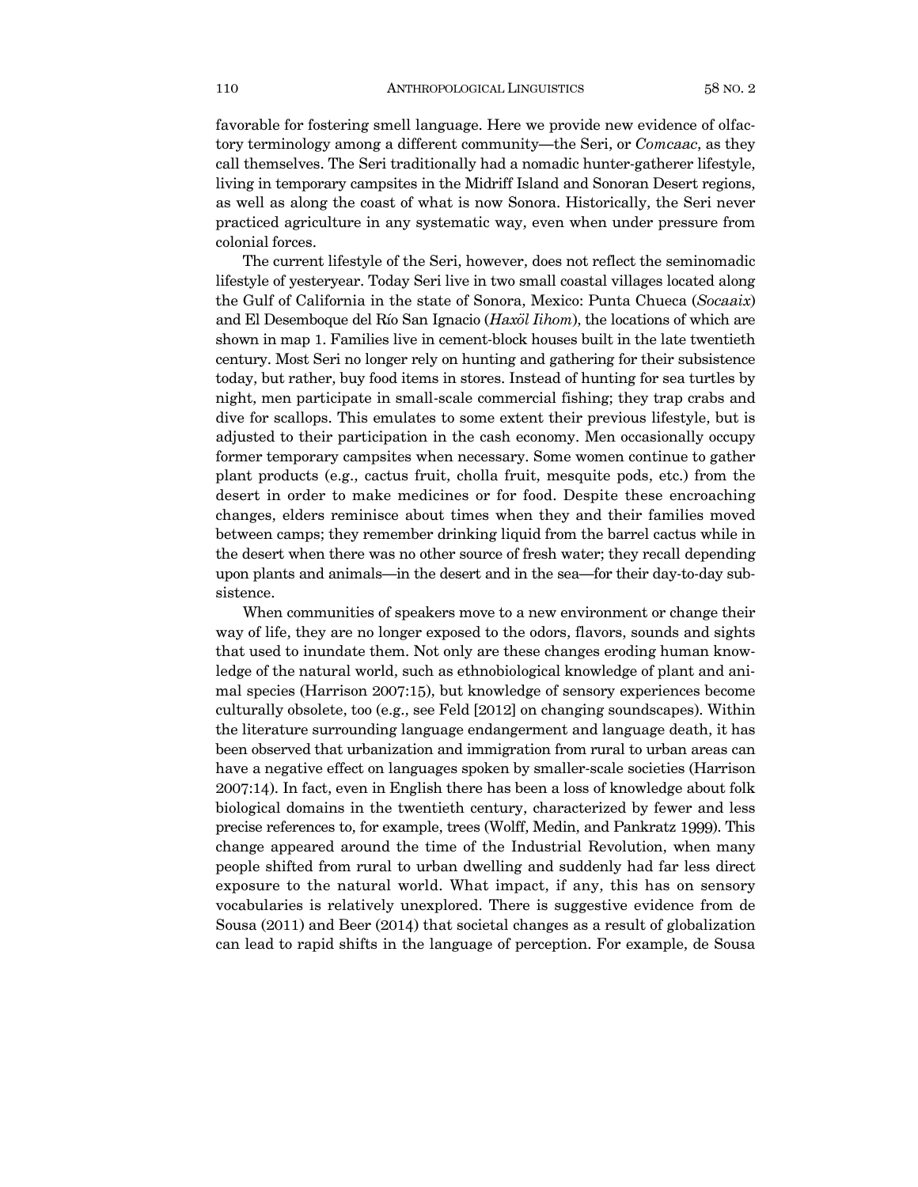favorable for fostering smell language. Here we provide new evidence of olfactory terminology among a different community—the Seri, or *Comcaac*, as they call themselves. The Seri traditionally had a nomadic hunter-gatherer lifestyle, living in temporary campsites in the Midriff Island and Sonoran Desert regions, as well as along the coast of what is now Sonora. Historically, the Seri never practiced agriculture in any systematic way, even when under pressure from colonial forces.

The current lifestyle of the Seri, however, does not reflect the seminomadic lifestyle of yesteryear. Today Seri live in two small coastal villages located along the Gulf of California in the state of Sonora, Mexico: Punta Chueca (*Socaaix*) and El Desemboque del Río San Ignacio (*Haxöl Iihom*), the locations of which are shown in map 1. Families live in cement-block houses built in the late twentieth century. Most Seri no longer rely on hunting and gathering for their subsistence today, but rather, buy food items in stores. Instead of hunting for sea turtles by night, men participate in small-scale commercial fishing; they trap crabs and dive for scallops. This emulates to some extent their previous lifestyle, but is adjusted to their participation in the cash economy. Men occasionally occupy former temporary campsites when necessary. Some women continue to gather plant products (e.g., cactus fruit, cholla fruit, mesquite pods, etc.) from the desert in order to make medicines or for food. Despite these encroaching changes, elders reminisce about times when they and their families moved between camps; they remember drinking liquid from the barrel cactus while in the desert when there was no other source of fresh water; they recall depending upon plants and animals—in the desert and in the sea—for their day-to-day subsistence.

When communities of speakers move to a new environment or change their way of life, they are no longer exposed to the odors, flavors, sounds and sights that used to inundate them. Not only are these changes eroding human knowledge of the natural world, such as ethnobiological knowledge of plant and animal species (Harrison 2007:15), but knowledge of sensory experiences become culturally obsolete, too (e.g., see Feld [2012] on changing soundscapes). Within the literature surrounding language endangerment and language death, it has been observed that urbanization and immigration from rural to urban areas can have a negative effect on languages spoken by smaller-scale societies (Harrison 2007:14). In fact, even in English there has been a loss of knowledge about folk biological domains in the twentieth century, characterized by fewer and less precise references to, for example, trees (Wolff, Medin, and Pankratz 1999). This change appeared around the time of the Industrial Revolution, when many people shifted from rural to urban dwelling and suddenly had far less direct exposure to the natural world. What impact, if any, this has on sensory vocabularies is relatively unexplored. There is suggestive evidence from de Sousa (2011) and Beer (2014) that societal changes as a result of globalization can lead to rapid shifts in the language of perception. For example, de Sousa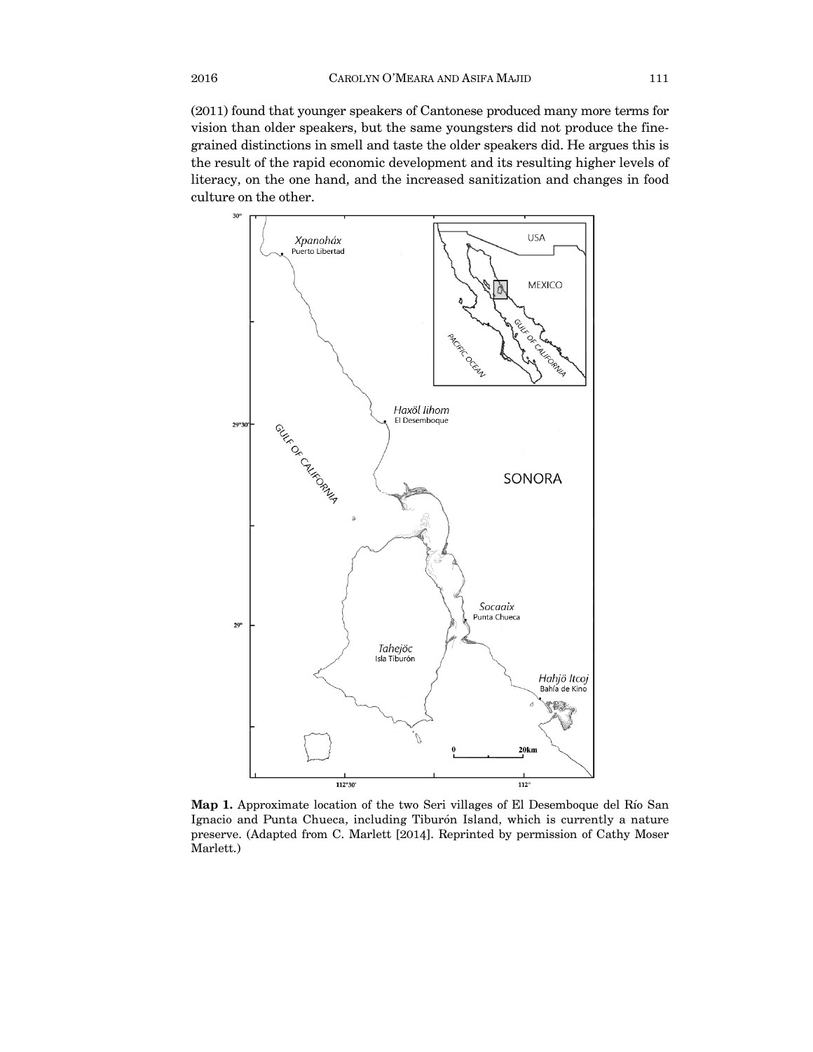(2011) found that younger speakers of Cantonese produced many more terms for vision than older speakers, but the same youngsters did not produce the fine-grained distinctions in smell and taste the older speakers did. He argues this is the result of the rapid economic development and its resulting higher levels of literacy, on the one hand, and the increased sanitization and changes in food culture on the other.

**Map 1.** Approximate location of the two Seri villages of El Desemboque del Río San Ignacio and Punta Chueca, including Tiburón Island, which is currently a nature preserve. (Adapted from C. Marlett [2014]. Reprinted by permission of Cathy Moser Marlett.)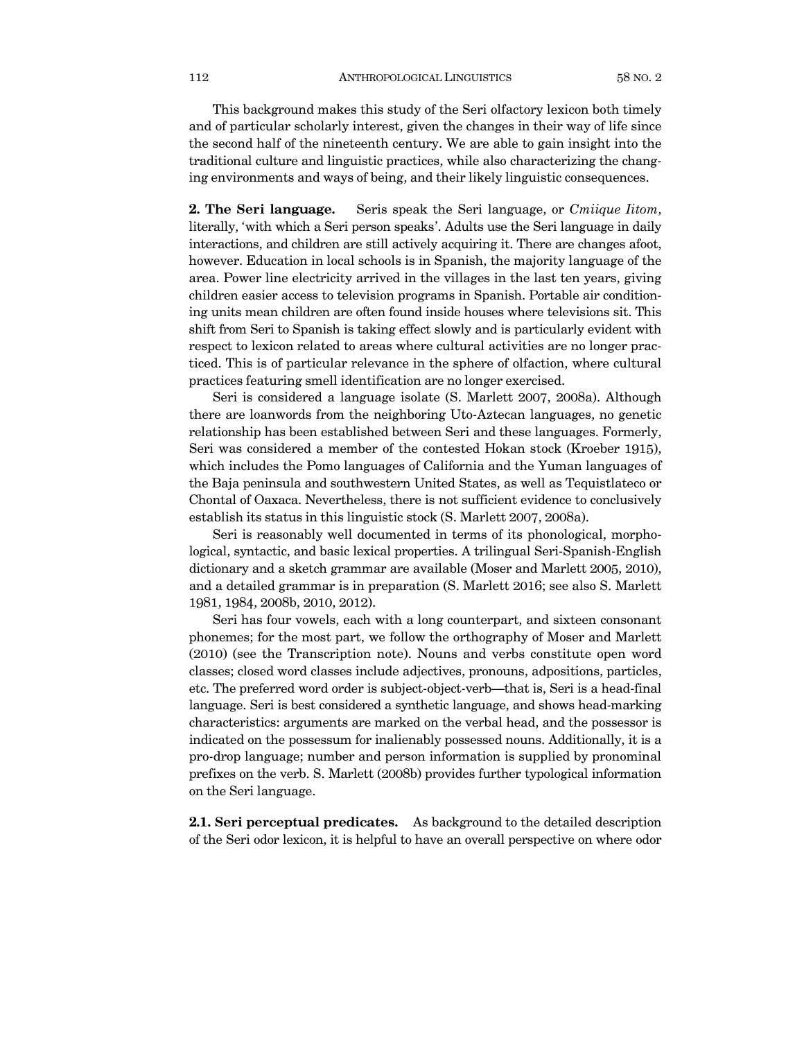This background makes this study of the Seri olfactory lexicon both timely and of particular scholarly interest, given the changes in their way of life since the second half of the nineteenth century. We are able to gain insight into the traditional culture and linguistic practices, while also characterizing the changing environments and ways of being, and their likely linguistic consequences.

**2. The Seri language.** Seris speak the Seri language, or *Cmiique Iitom*, literally, 'with which a Seri person speaks'. Adults use the Seri language in daily interactions, and children are still actively acquiring it. There are changes afoot, however. Education in local schools is in Spanish, the majority language of the area. Power line electricity arrived in the villages in the last ten years, giving children easier access to television programs in Spanish. Portable air conditioning units mean children are often found inside houses where televisions sit. This shift from Seri to Spanish is taking effect slowly and is particularly evident with respect to lexicon related to areas where cultural activities are no longer practiced. This is of particular relevance in the sphere of olfaction, where cultural practices featuring smell identification are no longer exercised.

Seri is considered a language isolate (S. Marlett 2007, 2008a). Although there are loanwords from the neighboring Uto-Aztecan languages, no genetic relationship has been established between Seri and these languages. Formerly, Seri was considered a member of the contested Hokan stock (Kroeber 1915), which includes the Pomo languages of California and the Yuman languages of the Baja peninsula and southwestern United States, as well as Tequistlateco or Chontal of Oaxaca. Nevertheless, there is not sufficient evidence to conclusively establish its status in this linguistic stock (S. Marlett 2007, 2008a).

Seri is reasonably well documented in terms of its phonological, morphological, syntactic, and basic lexical properties. A trilingual Seri-Spanish-English dictionary and a sketch grammar are available (Moser and Marlett 2005, 2010), and a detailed grammar is in preparation (S. Marlett 2016; see also S. Marlett 1981, 1984, 2008b, 2010, 2012).

Seri has four vowels, each with a long counterpart, and sixteen consonant phonemes; for the most part, we follow the orthography of Moser and Marlett (2010) (see the Transcription note). Nouns and verbs constitute open word classes; closed word classes include adjectives, pronouns, adpositions, particles, etc. The preferred word order is subject-object-verb—that is, Seri is a head-final language. Seri is best considered a synthetic language, and shows head-marking characteristics: arguments are marked on the verbal head, and the possessor is indicated on the possessum for inalienably possessed nouns. Additionally, it is a pro-drop language; number and person information is supplied by pronominal prefixes on the verb. S. Marlett (2008b) provides further typological information on the Seri language.

**2.1. Seri perceptual predicates.** As background to the detailed description of the Seri odor lexicon, it is helpful to have an overall perspective on where odor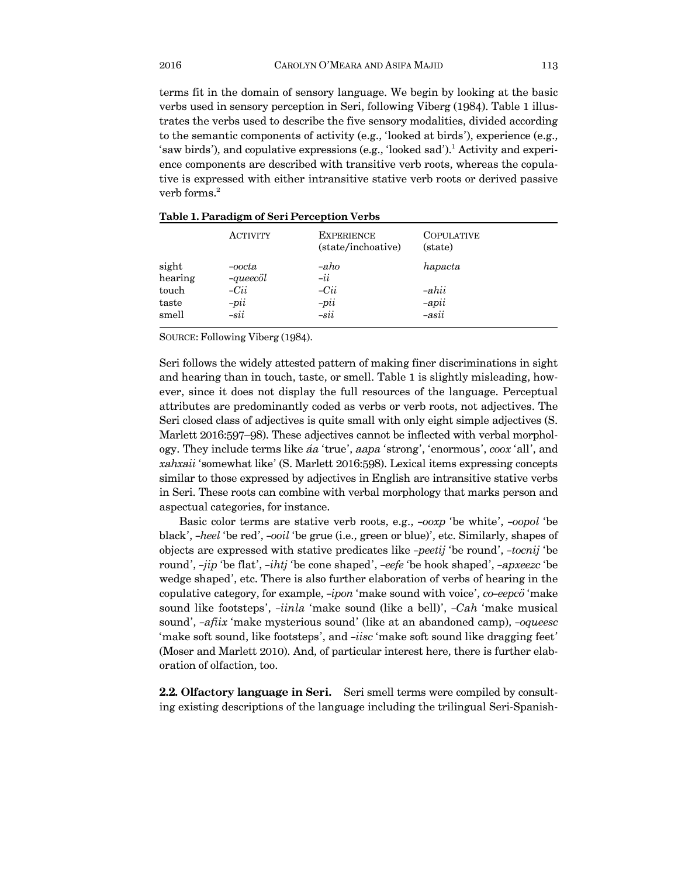terms fit in the domain of sensory language. We begin by looking at the basic verbs used in sensory perception in Seri, following Viberg (1984). Table 1 illustrates the verbs used to describe the five sensory modalities, divided according to the semantic components of activity (e.g., 'looked at birds'), experience (e.g., 'saw birds'), and copulative expressions (e.g., 'looked sad').[1] Activity and experience components are described with transitive verb roots, whereas the copulative is expressed with either intransitive stative verb roots or derived passive verb forms.[2]

**Table 1. Paradigm of Seri Perception Verbs**

| | ACTIVITY | EXPERIENCE (state/inchoative) | COPULATIVE (state) |
|---|---|---|---|
| sight | *–oocta* | *–aho* | *hapacta* |
| hearing | *–queecöl* | *–ii* | |
| touch | *–Cii* | *–Cii* | *–ahii* |
| taste | *–pii* | *–pii* | *–apii* |
| smell | *–sii* | *–sii* | *–asii* |

SOURCE: Following Viberg (1984).

Seri follows the widely attested pattern of making finer discriminations in sight and hearing than in touch, taste, or smell. Table 1 is slightly misleading, however, since it does not display the full resources of the language. Perceptual attributes are predominantly coded as verbs or verb roots, not adjectives. The Seri closed class of adjectives is quite small with only eight simple adjectives (S. Marlett 2016:597–98). These adjectives cannot be inflected with verbal morphology. They include terms like *áa* 'true', *aapa* 'strong', 'enormous', *coox* 'all', and *xahxaii* 'somewhat like' (S. Marlett 2016:598). Lexical items expressing concepts similar to those expressed by adjectives in English are intransitive stative verbs in Seri. These roots can combine with verbal morphology that marks person and aspectual categories, for instance.

Basic color terms are stative verb roots, e.g., *–ooxp* 'be white', *–oopol* 'be black', *–heel* 'be red', *–ooil* 'be grue (i.e., green or blue)', etc. Similarly, shapes of objects are expressed with stative predicates like *–peetij* 'be round', *–tocnij* 'be round', *–jip* 'be flat', *–ihtj* 'be cone shaped', *–eefe* 'be hook shaped', *–apxeezc* 'be wedge shaped', etc. There is also further elaboration of verbs of hearing in the copulative category, for example, *–ipon* 'make sound with voice', *co–eepcö* 'make sound like footsteps', *–iinla* 'make sound (like a bell)', *–Cah* 'make musical sound', *–afiix* 'make mysterious sound' (like at an abandoned camp), *–oqueesc* 'make soft sound, like footsteps', and *–iisc* 'make soft sound like dragging feet' (Moser and Marlett 2010). And, of particular interest here, there is further elaboration of olfaction, too.

**2.2. Olfactory language in Seri.** Seri smell terms were compiled by consulting existing descriptions of the language including the trilingual Seri-Spanish-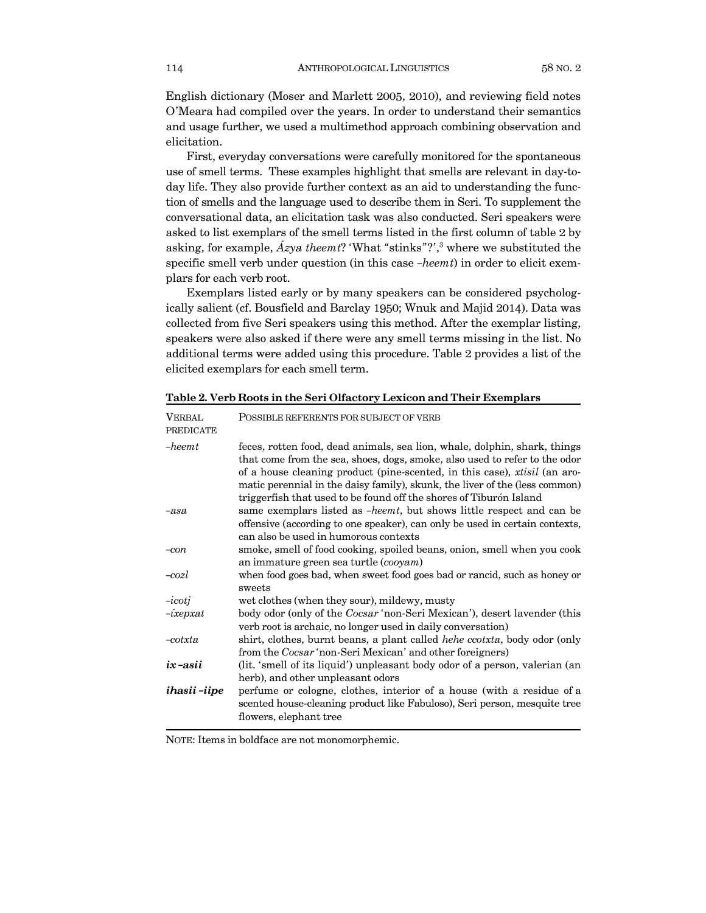English dictionary (Moser and Marlett 2005, 2010), and reviewing field notes O'Meara had compiled over the years. In order to understand their semantics and usage further, we used a multimethod approach combining observation and elicitation.

First, everyday conversations were carefully monitored for the spontaneous use of smell terms. These examples highlight that smells are relevant in day-to-day life. They also provide further context as an aid to understanding the function of smells and the language used to describe them in Seri. To supplement the conversational data, an elicitation task was also conducted. Seri speakers were asked to list exemplars of the smell terms listed in the first column of table 2 by asking, for example, *Ázya theemt*? 'What "stinks"?',[3] where we substituted the specific smell verb under question (in this case *-heemt*) in order to elicit exemplars for each verb root.

Exemplars listed early or by many speakers can be considered psychologically salient (cf. Bousfield and Barclay 1950; Wnuk and Majid 2014). Data was collected from five Seri speakers using this method. After the exemplar listing, speakers were also asked if there were any smell terms missing in the list. No additional terms were added using this procedure. Table 2 provides a list of the elicited exemplars for each smell term.

**Table 2. Verb Roots in the Seri Olfactory Lexicon and Their Exemplars**

| VERBAL PREDICATE | POSSIBLE REFERENTS FOR SUBJECT OF VERB |
|---|---|
| *-heemt* | feces, rotten food, dead animals, sea lion, whale, dolphin, shark, things that come from the sea, shoes, dogs, smoke, also used to refer to the odor of a house cleaning product (pine-scented, in this case), *xtisil* (an aromatic perennial in the daisy family), skunk, the liver of the (less common) triggerfish that used to be found off the shores of Tiburón Island |
| *-asa* | same exemplars listed as *-heemt*, but shows little respect and can be offensive (according to one speaker), can only be used in certain contexts, can also be used in humorous contexts |
| *-con* | smoke, smell of food cooking, spoiled beans, onion, smell when you cook an immature green sea turtle (*cooyam*) |
| *-cozl* | when food goes bad, when sweet food goes bad or rancid, such as honey or sweets |
| *-icotj* | wet clothes (when they sour), mildewy, musty |
| *-íxepxat* | body odor (only of the *Cocsar* 'non-Seri Mexican'), desert lavender (this verb root is archaic, no longer used in daily conversation) |
| *-cotxta* | shirt, clothes, burnt beans, a plant called *hehe ccotxta*, body odor (only from the *Cocsar* 'non-Seri Mexican' and other foreigners) |
| ***ix -asii*** | (lit. 'smell of its liquid') unpleasant body odor of a person, valerian (an herb), and other unpleasant odors |
| ***ihasii -iipe*** | perfume or cologne, clothes, interior of a house (with a residue of a scented house-cleaning product like Fabuloso), Seri person, mesquite tree flowers, elephant tree |

NOTE: Items in boldface are not monomorphemic.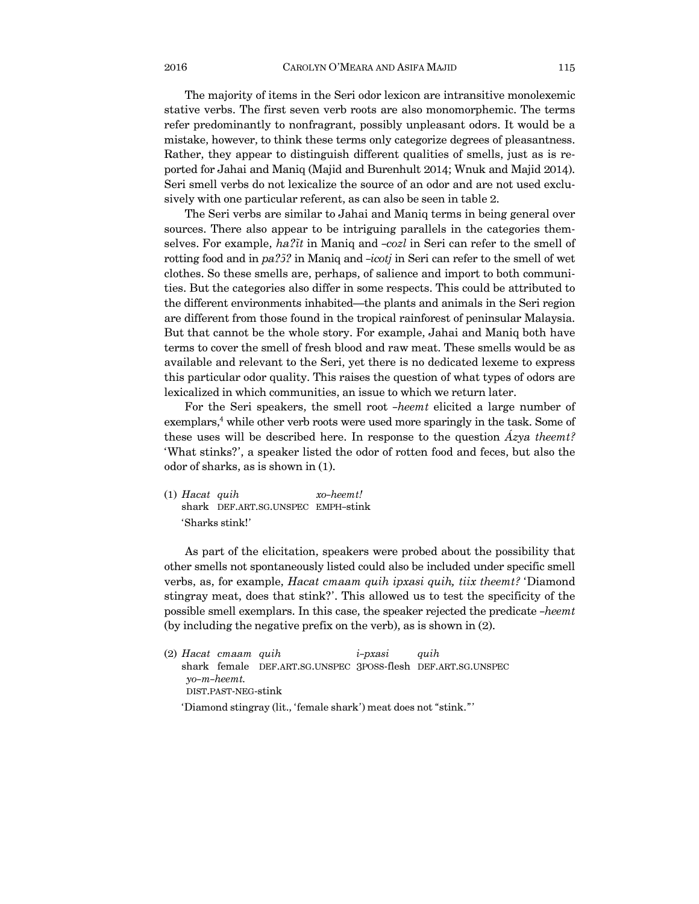The majority of items in the Seri odor lexicon are intransitive monolexemic stative verbs. The first seven verb roots are also monomorphemic. The terms refer predominantly to nonfragrant, possibly unpleasant odors. It would be a mistake, however, to think these terms only categorize degrees of pleasantness. Rather, they appear to distinguish different qualities of smells, just as is reported for Jahai and Maniq (Majid and Burenhult 2014; Wnuk and Majid 2014). Seri smell verbs do not lexicalize the source of an odor and are not used exclusively with one particular referent, as can also be seen in table 2.

The Seri verbs are similar to Jahai and Maniq terms in being general over sources. There also appear to be intriguing parallels in the categories themselves. For example, *haʔĩt* in Maniq and *-cozl* in Seri can refer to the smell of rotting food and in *paʔɔ̃ʔ* in Maniq and *-icotj* in Seri can refer to the smell of wet clothes. So these smells are, perhaps, of salience and import to both communities. But the categories also differ in some respects. This could be attributed to the different environments inhabited—the plants and animals in the Seri region are different from those found in the tropical rainforest of peninsular Malaysia. But that cannot be the whole story. For example, Jahai and Maniq both have terms to cover the smell of fresh blood and raw meat. These smells would be as available and relevant to the Seri, yet there is no dedicated lexeme to express this particular odor quality. This raises the question of what types of odors are lexicalized in which communities, an issue to which we return later.

For the Seri speakers, the smell root *-heemt* elicited a large number of exemplars,[4] while other verb roots were used more sparingly in the task. Some of these uses will be described here. In response to the question *Ázya theemt?* 'What stinks?', a speaker listed the odor of rotten food and feces, but also the odor of sharks, as is shown in (1).

(1) *Hacat quih xo-heemt!*
shark DEF.ART.SG.UNSPEC EMPH-stink
'Sharks stink!'

As part of the elicitation, speakers were probed about the possibility that other smells not spontaneously listed could also be included under specific smell verbs, as, for example, *Hacat cmaam quih ipxasi quih, tiix theemt?* 'Diamond stingray meat, does that stink?'. This allowed us to test the specificity of the possible smell exemplars. In this case, the speaker rejected the predicate *-heemt* (by including the negative prefix on the verb), as is shown in (2).

(2) *Hacat cmaam quih i-pxasi quih*
shark female DEF.ART.SG.UNSPEC 3POSS-flesh DEF.ART.SG.UNSPEC
*yo-m-heemt.*
DIST.PAST-NEG-stink
'Diamond stingray (lit., 'female shark') meat does not "stink."'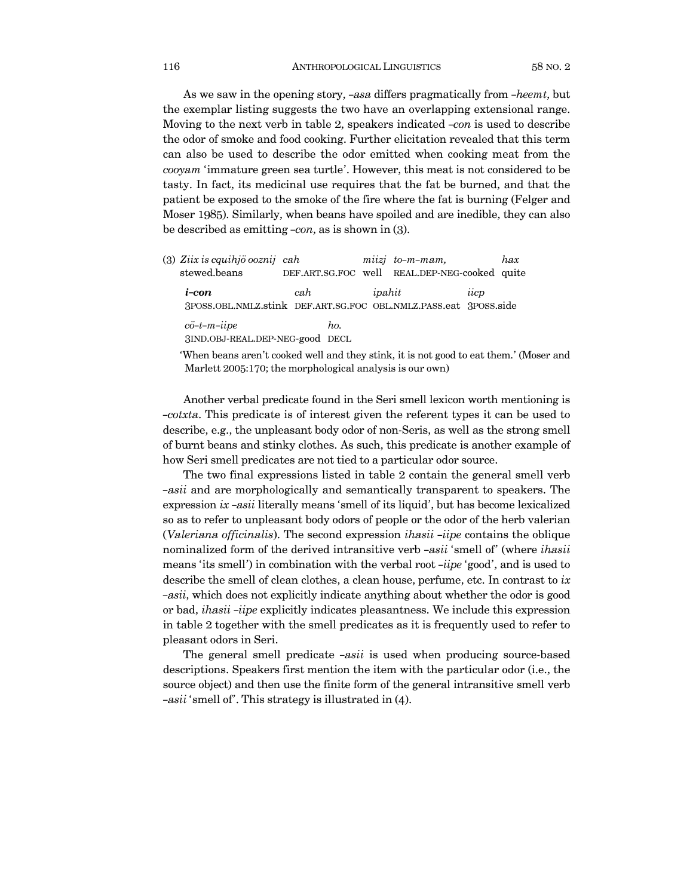As we saw in the opening story, *–asa* differs pragmatically from *–heemt*, but the exemplar listing suggests the two have an overlapping extensional range. Moving to the next verb in table 2, speakers indicated *–con* is used to describe the odor of smoke and food cooking. Further elicitation revealed that this term can also be used to describe the odor emitted when cooking meat from the *cooyam* 'immature green sea turtle'. However, this meat is not considered to be tasty. In fact, its medicinal use requires that the fat be burned, and that the patient be exposed to the smoke of the fire where the fat is burning (Felger and Moser 1985). Similarly, when beans have spoiled and are inedible, they can also be described as emitting *–con*, as is shown in (3).

(3) *Ziix is cquihjö ooznij* *cah* *miizj* *to–m–mam,* *hax*
stewed.beans DEF.ART.SG.FOC well REAL.DEP-NEG-cooked quite

***i–con*** *cah* *ipahit* *iicp*
3POSS.OBL.NMLZ.stink DEF.ART.SG.FOC OBL.NMLZ.PASS.eat 3POSS.side

*cö–t–m–iipe* *ho.*
3IND.OBJ-REAL.DEP-NEG-good DECL

'When beans aren't cooked well and they stink, it is not good to eat them.' (Moser and Marlett 2005:170; the morphological analysis is our own)

Another verbal predicate found in the Seri smell lexicon worth mentioning is *–cotxta*. This predicate is of interest given the referent types it can be used to describe, e.g., the unpleasant body odor of non-Seris, as well as the strong smell of burnt beans and stinky clothes. As such, this predicate is another example of how Seri smell predicates are not tied to a particular odor source.

The two final expressions listed in table 2 contain the general smell verb *–asii* and are morphologically and semantically transparent to speakers. The expression *ix –asii* literally means 'smell of its liquid', but has become lexicalized so as to refer to unpleasant body odors of people or the odor of the herb valerian (*Valeriana officinalis*). The second expression *ihasii –iipe* contains the oblique nominalized form of the derived intransitive verb *–asii* 'smell of' (where *ihasii* means 'its smell') in combination with the verbal root *–iipe* 'good', and is used to describe the smell of clean clothes, a clean house, perfume, etc. In contrast to *ix –asii*, which does not explicitly indicate anything about whether the odor is good or bad, *ihasii –iipe* explicitly indicates pleasantness. We include this expression in table 2 together with the smell predicates as it is frequently used to refer to pleasant odors in Seri.

The general smell predicate *–asii* is used when producing source-based descriptions. Speakers first mention the item with the particular odor (i.e., the source object) and then use the finite form of the general intransitive smell verb *–asii* 'smell of'. This strategy is illustrated in (4).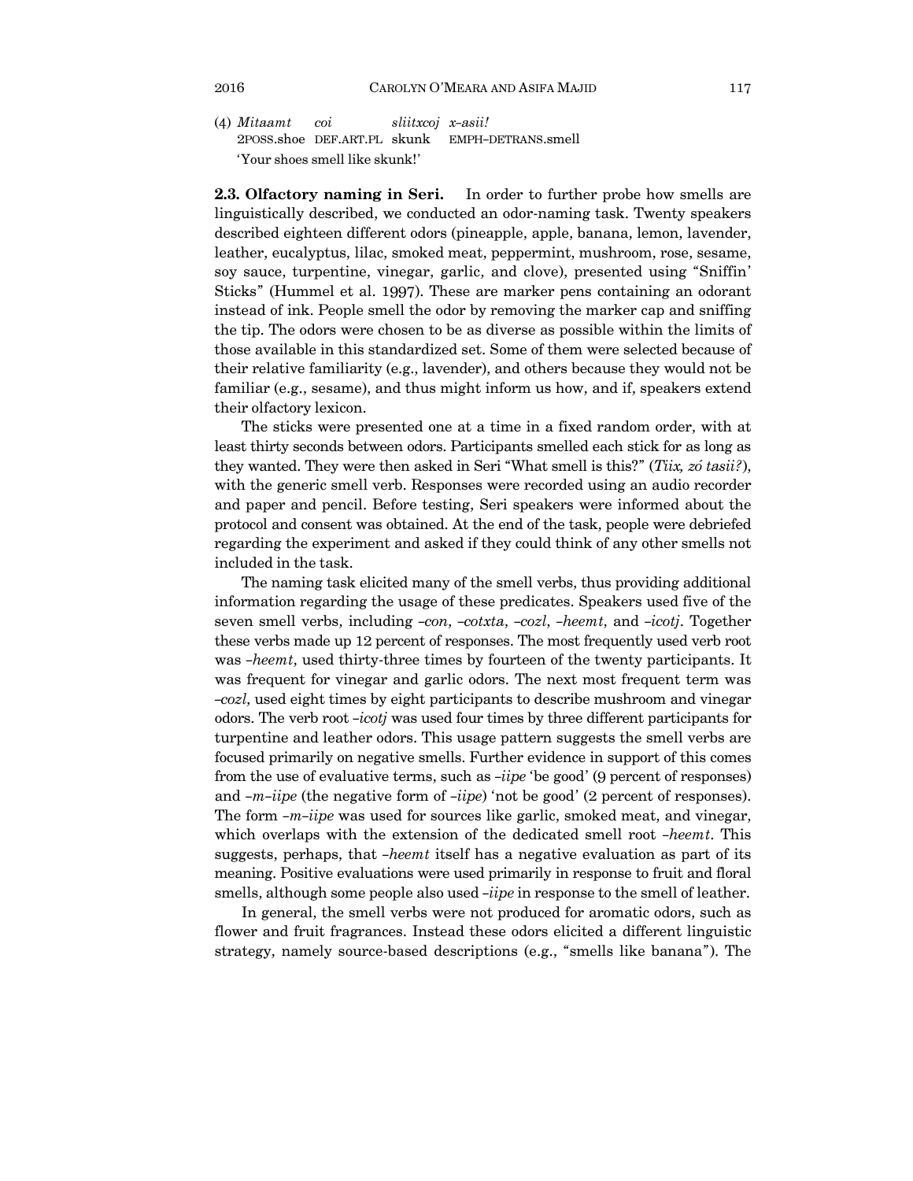(4) *Mitaamt* *coi* *sliitxcoj* *x–asii!*
2POSS.shoe DEF.ART.PL skunk EMPH–DETRANS.smell
'Your shoes smell like skunk!'

**2.3. Olfactory naming in Seri.** In order to further probe how smells are linguistically described, we conducted an odor-naming task. Twenty speakers described eighteen different odors (pineapple, apple, banana, lemon, lavender, leather, eucalyptus, lilac, smoked meat, peppermint, mushroom, rose, sesame, soy sauce, turpentine, vinegar, garlic, and clove), presented using "Sniffin' Sticks" (Hummel et al. 1997). These are marker pens containing an odorant instead of ink. People smell the odor by removing the marker cap and sniffing the tip. The odors were chosen to be as diverse as possible within the limits of those available in this standardized set. Some of them were selected because of their relative familiarity (e.g., lavender), and others because they would not be familiar (e.g., sesame), and thus might inform us how, and if, speakers extend their olfactory lexicon.

The sticks were presented one at a time in a fixed random order, with at least thirty seconds between odors. Participants smelled each stick for as long as they wanted. They were then asked in Seri "What smell is this?" (*Tiix, zó tasii?*), with the generic smell verb. Responses were recorded using an audio recorder and paper and pencil. Before testing, Seri speakers were informed about the protocol and consent was obtained. At the end of the task, people were debriefed regarding the experiment and asked if they could think of any other smells not included in the task.

The naming task elicited many of the smell verbs, thus providing additional information regarding the usage of these predicates. Speakers used five of the seven smell verbs, including *–con*, *–cotxta*, *–cozl*, *–heemt*, and *–icotj*. Together these verbs made up 12 percent of responses. The most frequently used verb root was *–heemt*, used thirty-three times by fourteen of the twenty participants. It was frequent for vinegar and garlic odors. The next most frequent term was *–cozl*, used eight times by eight participants to describe mushroom and vinegar odors. The verb root *–icotj* was used four times by three different participants for turpentine and leather odors. This usage pattern suggests the smell verbs are focused primarily on negative smells. Further evidence in support of this comes from the use of evaluative terms, such as *–iipe* 'be good' (9 percent of responses) and *–m–iipe* (the negative form of *–iipe*) 'not be good' (2 percent of responses). The form *–m–iipe* was used for sources like garlic, smoked meat, and vinegar, which overlaps with the extension of the dedicated smell root *–heemt*. This suggests, perhaps, that *–heemt* itself has a negative evaluation as part of its meaning. Positive evaluations were used primarily in response to fruit and floral smells, although some people also used *–iipe* in response to the smell of leather.

In general, the smell verbs were not produced for aromatic odors, such as flower and fruit fragrances. Instead these odors elicited a different linguistic strategy, namely source-based descriptions (e.g., "smells like banana"). The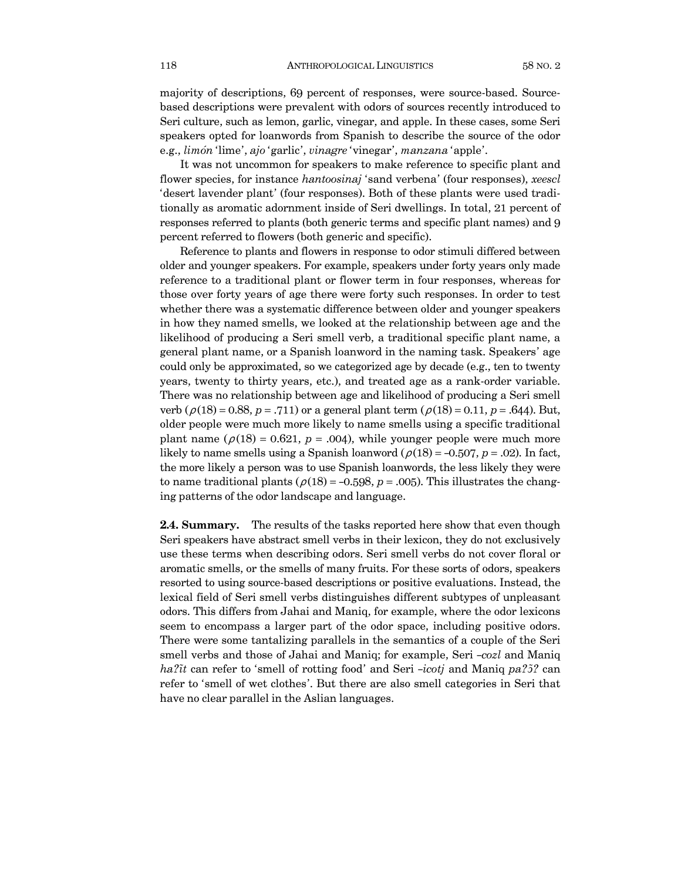majority of descriptions, 69 percent of responses, were source-based. Source-based descriptions were prevalent with odors of sources recently introduced to Seri culture, such as lemon, garlic, vinegar, and apple. In these cases, some Seri speakers opted for loanwords from Spanish to describe the source of the odor e.g., *limón* 'lime', *ajo* 'garlic', *vinagre* 'vinegar', *manzana* 'apple'.

It was not uncommon for speakers to make reference to specific plant and flower species, for instance *hantoosinaj* 'sand verbena' (four responses), *xeescl* 'desert lavender plant' (four responses). Both of these plants were used traditionally as aromatic adornment inside of Seri dwellings. In total, 21 percent of responses referred to plants (both generic terms and specific plant names) and 9 percent referred to flowers (both generic and specific).

Reference to plants and flowers in response to odor stimuli differed between older and younger speakers. For example, speakers under forty years only made reference to a traditional plant or flower term in four responses, whereas for those over forty years of age there were forty such responses. In order to test whether there was a systematic difference between older and younger speakers in how they named smells, we looked at the relationship between age and the likelihood of producing a Seri smell verb, a traditional specific plant name, a general plant name, or a Spanish loanword in the naming task. Speakers' age could only be approximated, so we categorized age by decade (e.g., ten to twenty years, twenty to thirty years, etc.), and treated age as a rank-order variable. There was no relationship between age and likelihood of producing a Seri smell verb ($\rho(18) = 0.88$, $p = .711$) or a general plant term ($\rho(18) = 0.11$, $p = .644$). But, older people were much more likely to name smells using a specific traditional plant name ($\rho(18) = 0.621$, $p = .004$), while younger people were much more likely to name smells using a Spanish loanword ($\rho(18) = -0.507$, $p = .02$). In fact, the more likely a person was to use Spanish loanwords, the less likely they were to name traditional plants ($\rho(18) = -0.598$, $p = .005$). This illustrates the changing patterns of the odor landscape and language.

**2.4. Summary.** The results of the tasks reported here show that even though Seri speakers have abstract smell verbs in their lexicon, they do not exclusively use these terms when describing odors. Seri smell verbs do not cover floral or aromatic smells, or the smells of many fruits. For these sorts of odors, speakers resorted to using source-based descriptions or positive evaluations. Instead, the lexical field of Seri smell verbs distinguishes different subtypes of unpleasant odors. This differs from Jahai and Maniq, for example, where the odor lexicons seem to encompass a larger part of the odor space, including positive odors. There were some tantalizing parallels in the semantics of a couple of the Seri smell verbs and those of Jahai and Maniq; for example, Seri *-cozl* and Maniq *haʔĩt* can refer to 'smell of rotting food' and Seri *-icotj* and Maniq *paʔɔ̃ʔ* can refer to 'smell of wet clothes'. But there are also smell categories in Seri that have no clear parallel in the Aslian languages.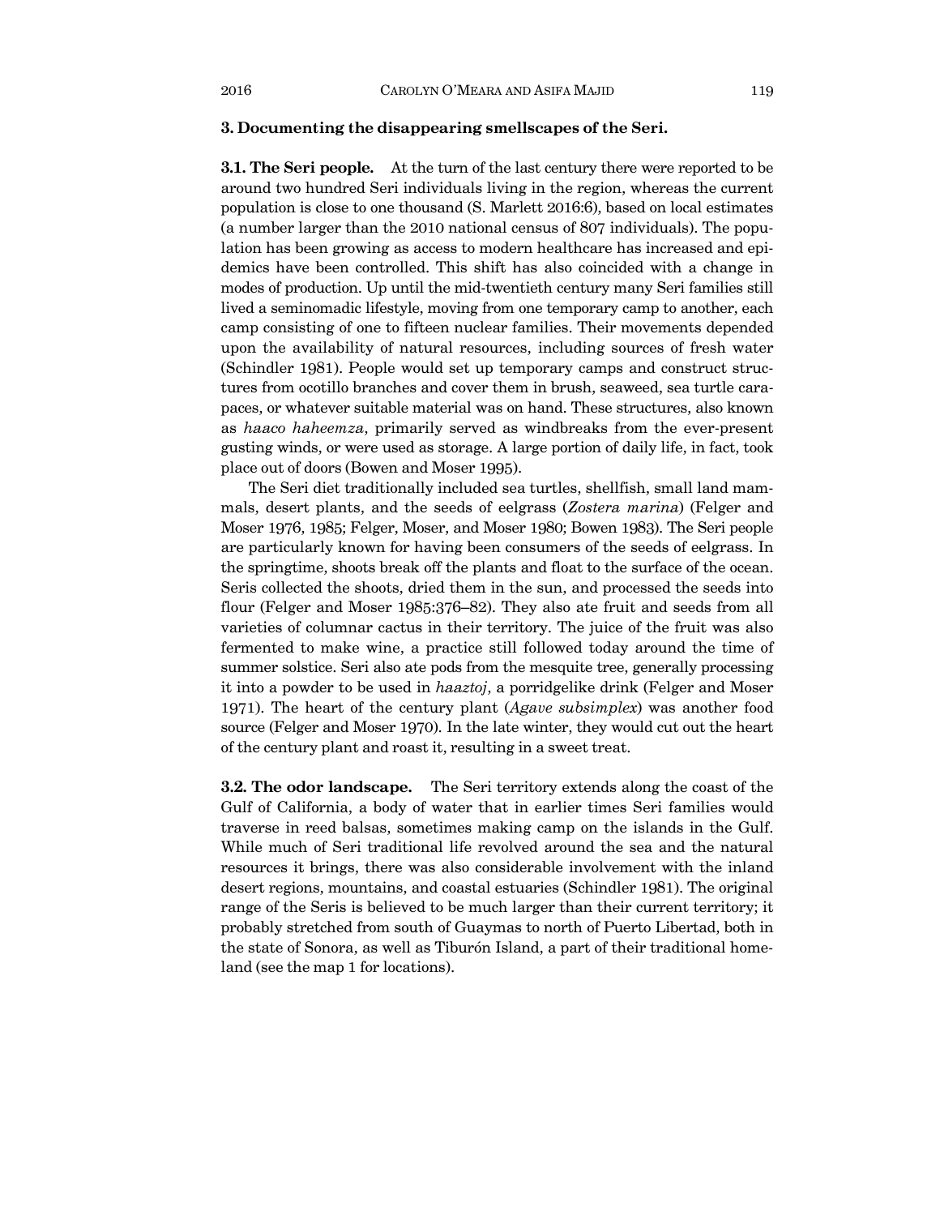### 3. Documenting the disappearing smellscapes of the Seri.

**3.1. The Seri people.** At the turn of the last century there were reported to be around two hundred Seri individuals living in the region, whereas the current population is close to one thousand (S. Marlett 2016:6), based on local estimates (a number larger than the 2010 national census of 807 individuals). The population has been growing as access to modern healthcare has increased and epidemics have been controlled. This shift has also coincided with a change in modes of production. Up until the mid-twentieth century many Seri families still lived a seminomadic lifestyle, moving from one temporary camp to another, each camp consisting of one to fifteen nuclear families. Their movements depended upon the availability of natural resources, including sources of fresh water (Schindler 1981). People would set up temporary camps and construct structures from ocotillo branches and cover them in brush, seaweed, sea turtle carapaces, or whatever suitable material was on hand. These structures, also known as *haaco haheemza*, primarily served as windbreaks from the ever-present gusting winds, or were used as storage. A large portion of daily life, in fact, took place out of doors (Bowen and Moser 1995).

The Seri diet traditionally included sea turtles, shellfish, small land mammals, desert plants, and the seeds of eelgrass (*Zostera marina*) (Felger and Moser 1976, 1985; Felger, Moser, and Moser 1980; Bowen 1983). The Seri people are particularly known for having been consumers of the seeds of eelgrass. In the springtime, shoots break off the plants and float to the surface of the ocean. Seris collected the shoots, dried them in the sun, and processed the seeds into flour (Felger and Moser 1985:376–82). They also ate fruit and seeds from all varieties of columnar cactus in their territory. The juice of the fruit was also fermented to make wine, a practice still followed today around the time of summer solstice. Seri also ate pods from the mesquite tree, generally processing it into a powder to be used in *haaztoj*, a porridgelike drink (Felger and Moser 1971). The heart of the century plant (*Agave subsimplex*) was another food source (Felger and Moser 1970). In the late winter, they would cut out the heart of the century plant and roast it, resulting in a sweet treat.

**3.2. The odor landscape.** The Seri territory extends along the coast of the Gulf of California, a body of water that in earlier times Seri families would traverse in reed balsas, sometimes making camp on the islands in the Gulf. While much of Seri traditional life revolved around the sea and the natural resources it brings, there was also considerable involvement with the inland desert regions, mountains, and coastal estuaries (Schindler 1981). The original range of the Seris is believed to be much larger than their current territory; it probably stretched from south of Guaymas to north of Puerto Libertad, both in the state of Sonora, as well as Tiburón Island, a part of their traditional homeland (see the map 1 for locations).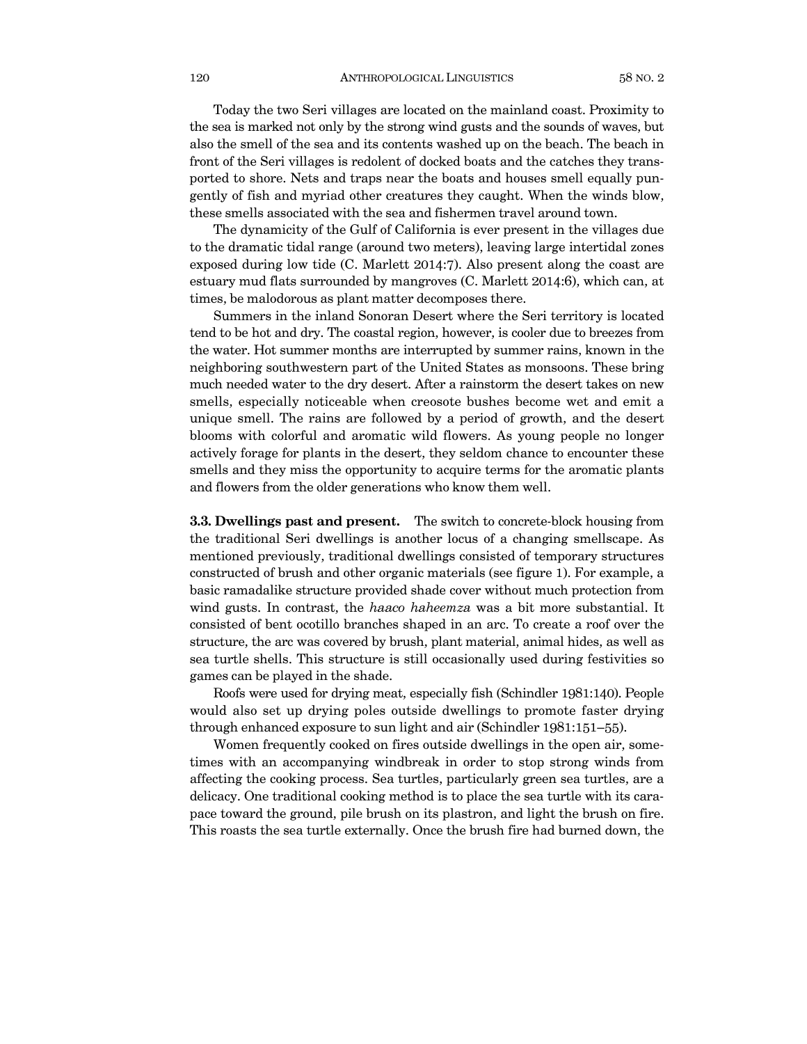Today the two Seri villages are located on the mainland coast. Proximity to the sea is marked not only by the strong wind gusts and the sounds of waves, but also the smell of the sea and its contents washed up on the beach. The beach in front of the Seri villages is redolent of docked boats and the catches they transported to shore. Nets and traps near the boats and houses smell equally pungently of fish and myriad other creatures they caught. When the winds blow, these smells associated with the sea and fishermen travel around town.

The dynamicity of the Gulf of California is ever present in the villages due to the dramatic tidal range (around two meters), leaving large intertidal zones exposed during low tide (C. Marlett 2014:7). Also present along the coast are estuary mud flats surrounded by mangroves (C. Marlett 2014:6), which can, at times, be malodorous as plant matter decomposes there.

Summers in the inland Sonoran Desert where the Seri territory is located tend to be hot and dry. The coastal region, however, is cooler due to breezes from the water. Hot summer months are interrupted by summer rains, known in the neighboring southwestern part of the United States as monsoons. These bring much needed water to the dry desert. After a rainstorm the desert takes on new smells, especially noticeable when creosote bushes become wet and emit a unique smell. The rains are followed by a period of growth, and the desert blooms with colorful and aromatic wild flowers. As young people no longer actively forage for plants in the desert, they seldom chance to encounter these smells and they miss the opportunity to acquire terms for the aromatic plants and flowers from the older generations who know them well.

**3.3. Dwellings past and present.** The switch to concrete-block housing from the traditional Seri dwellings is another locus of a changing smellscape. As mentioned previously, traditional dwellings consisted of temporary structures constructed of brush and other organic materials (see figure 1). For example, a basic ramadalike structure provided shade cover without much protection from wind gusts. In contrast, the *haaco haheemza* was a bit more substantial. It consisted of bent ocotillo branches shaped in an arc. To create a roof over the structure, the arc was covered by brush, plant material, animal hides, as well as sea turtle shells. This structure is still occasionally used during festivities so games can be played in the shade.

Roofs were used for drying meat, especially fish (Schindler 1981:140). People would also set up drying poles outside dwellings to promote faster drying through enhanced exposure to sun light and air (Schindler 1981:151–55).

Women frequently cooked on fires outside dwellings in the open air, sometimes with an accompanying windbreak in order to stop strong winds from affecting the cooking process. Sea turtles, particularly green sea turtles, are a delicacy. One traditional cooking method is to place the sea turtle with its carapace toward the ground, pile brush on its plastron, and light the brush on fire. This roasts the sea turtle externally. Once the brush fire had burned down, the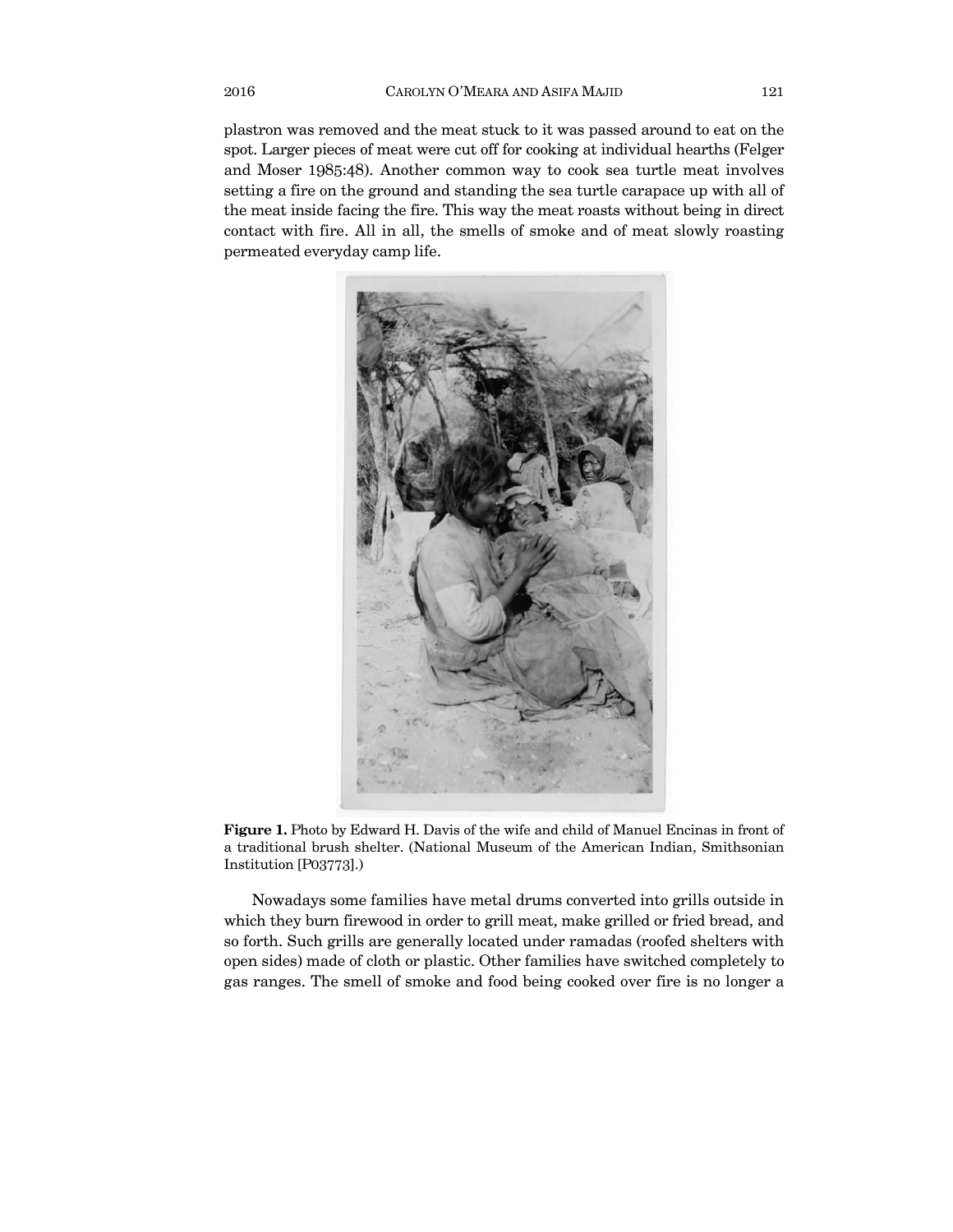plastron was removed and the meat stuck to it was passed around to eat on the spot. Larger pieces of meat were cut off for cooking at individual hearths (Felger and Moser 1985:48). Another common way to cook sea turtle meat involves setting a fire on the ground and standing the sea turtle carapace up with all of the meat inside facing the fire. This way the meat roasts without being in direct contact with fire. All in all, the smells of smoke and of meat slowly roasting permeated everyday camp life.

**Figure 1.** Photo by Edward H. Davis of the wife and child of Manuel Encinas in front of a traditional brush shelter. (National Museum of the American Indian, Smithsonian Institution [P03773].)

Nowadays some families have metal drums converted into grills outside in which they burn firewood in order to grill meat, make grilled or fried bread, and so forth. Such grills are generally located under ramadas (roofed shelters with open sides) made of cloth or plastic. Other families have switched completely to gas ranges. The smell of smoke and food being cooked over fire is no longer a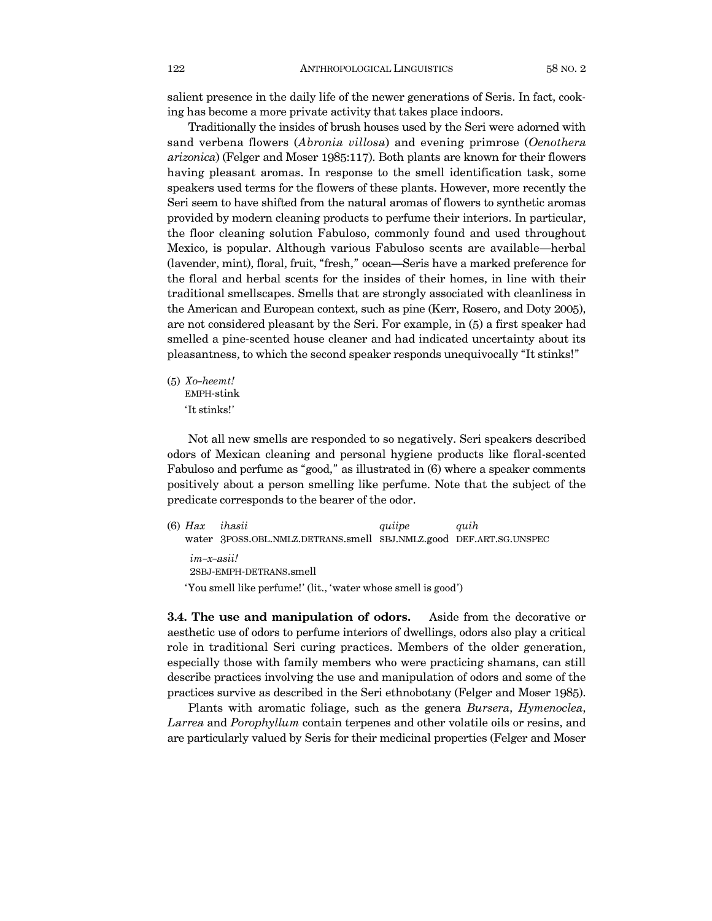salient presence in the daily life of the newer generations of Seris. In fact, cooking has become a more private activity that takes place indoors.

Traditionally the insides of brush houses used by the Seri were adorned with sand verbena flowers (*Abronia villosa*) and evening primrose (*Oenothera arizonica*) (Felger and Moser 1985:117). Both plants are known for their flowers having pleasant aromas. In response to the smell identification task, some speakers used terms for the flowers of these plants. However, more recently the Seri seem to have shifted from the natural aromas of flowers to synthetic aromas provided by modern cleaning products to perfume their interiors. In particular, the floor cleaning solution Fabuloso, commonly found and used throughout Mexico, is popular. Although various Fabuloso scents are available—herbal (lavender, mint), floral, fruit, "fresh," ocean—Seris have a marked preference for the floral and herbal scents for the insides of their homes, in line with their traditional smellscapes. Smells that are strongly associated with cleanliness in the American and European context, such as pine (Kerr, Rosero, and Doty 2005), are not considered pleasant by the Seri. For example, in (5) a first speaker had smelled a pine-scented house cleaner and had indicated uncertainty about its pleasantness, to which the second speaker responds unequivocally "It stinks!"

(5) *Xo-heemt!*
EMPH-stink
'It stinks!'

Not all new smells are responded to so negatively. Seri speakers described odors of Mexican cleaning and personal hygiene products like floral-scented Fabuloso and perfume as "good," as illustrated in (6) where a speaker comments positively about a person smelling like perfume. Note that the subject of the predicate corresponds to the bearer of the odor.

(6) *Hax* *ihasii* *quiipe* *quih*
water 3POSS.OBL.NMLZ.DETRANS.smell SBJ.NMLZ.good DEF.ART.SG.UNSPEC
*im-x-asii!*
2SBJ-EMPH-DETRANS.smell
'You smell like perfume!' (lit., 'water whose smell is good')

**3.4. The use and manipulation of odors.** Aside from the decorative or aesthetic use of odors to perfume interiors of dwellings, odors also play a critical role in traditional Seri curing practices. Members of the older generation, especially those with family members who were practicing shamans, can still describe practices involving the use and manipulation of odors and some of the practices survive as described in the Seri ethnobotany (Felger and Moser 1985).

Plants with aromatic foliage, such as the genera *Bursera*, *Hymenoclea*, *Larrea* and *Porophyllum* contain terpenes and other volatile oils or resins, and are particularly valued by Seris for their medicinal properties (Felger and Moser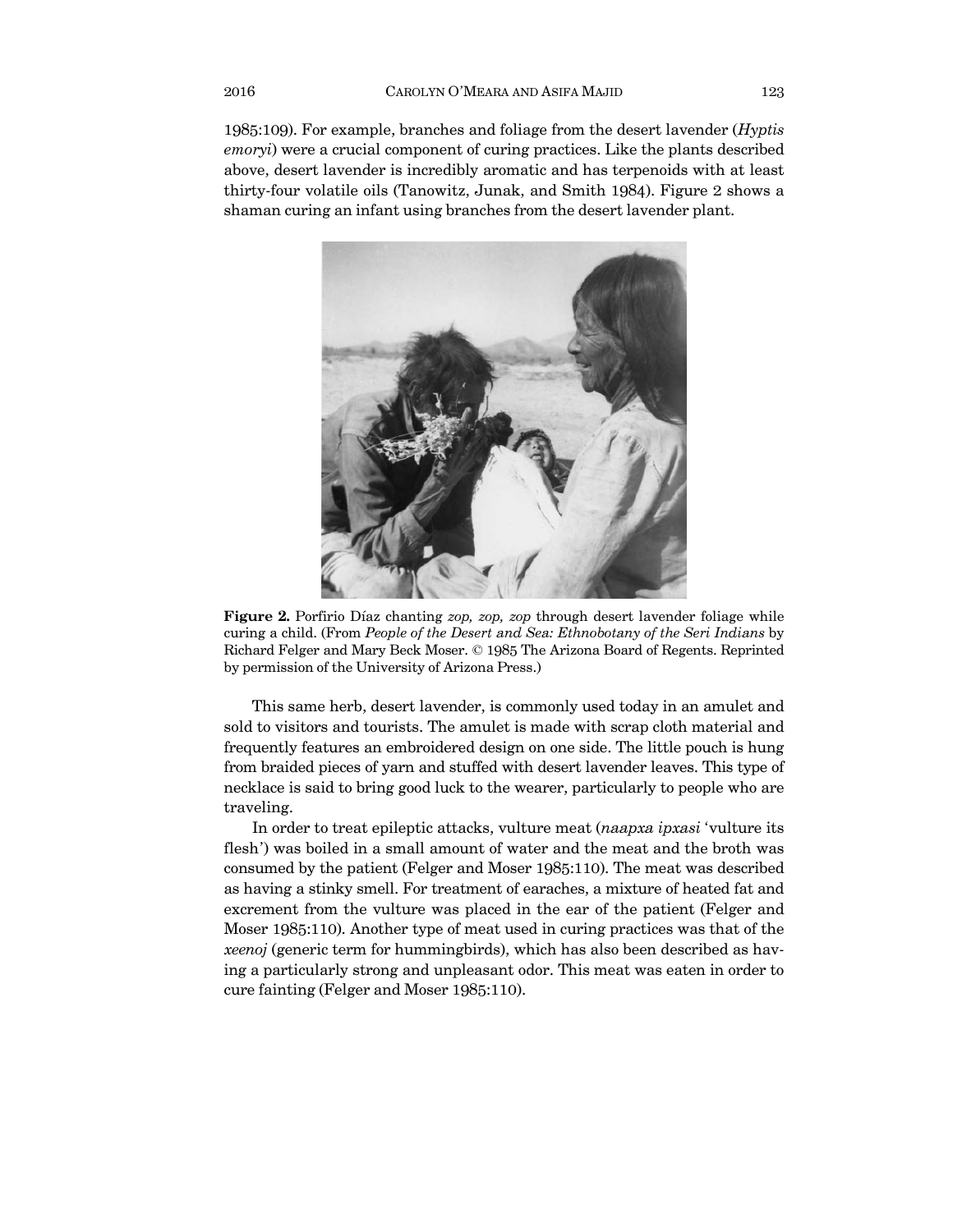1985:109). For example, branches and foliage from the desert lavender (*Hyptis emoryi*) were a crucial component of curing practices. Like the plants described above, desert lavender is incredibly aromatic and has terpenoids with at least thirty-four volatile oils (Tanowitz, Junak, and Smith 1984). Figure 2 shows a shaman curing an infant using branches from the desert lavender plant.

**Figure 2.** Porfirio Díaz chanting *zop, zop, zop* through desert lavender foliage while curing a child. (From *People of the Desert and Sea: Ethnobotany of the Seri Indians* by Richard Felger and Mary Beck Moser. © 1985 The Arizona Board of Regents. Reprinted by permission of the University of Arizona Press.)

This same herb, desert lavender, is commonly used today in an amulet and sold to visitors and tourists. The amulet is made with scrap cloth material and frequently features an embroidered design on one side. The little pouch is hung from braided pieces of yarn and stuffed with desert lavender leaves. This type of necklace is said to bring good luck to the wearer, particularly to people who are traveling.

In order to treat epileptic attacks, vulture meat (*naapxa ipxasi* 'vulture its flesh') was boiled in a small amount of water and the meat and the broth was consumed by the patient (Felger and Moser 1985:110). The meat was described as having a stinky smell. For treatment of earaches, a mixture of heated fat and excrement from the vulture was placed in the ear of the patient (Felger and Moser 1985:110). Another type of meat used in curing practices was that of the *xeenoj* (generic term for hummingbirds), which has also been described as having a particularly strong and unpleasant odor. This meat was eaten in order to cure fainting (Felger and Moser 1985:110).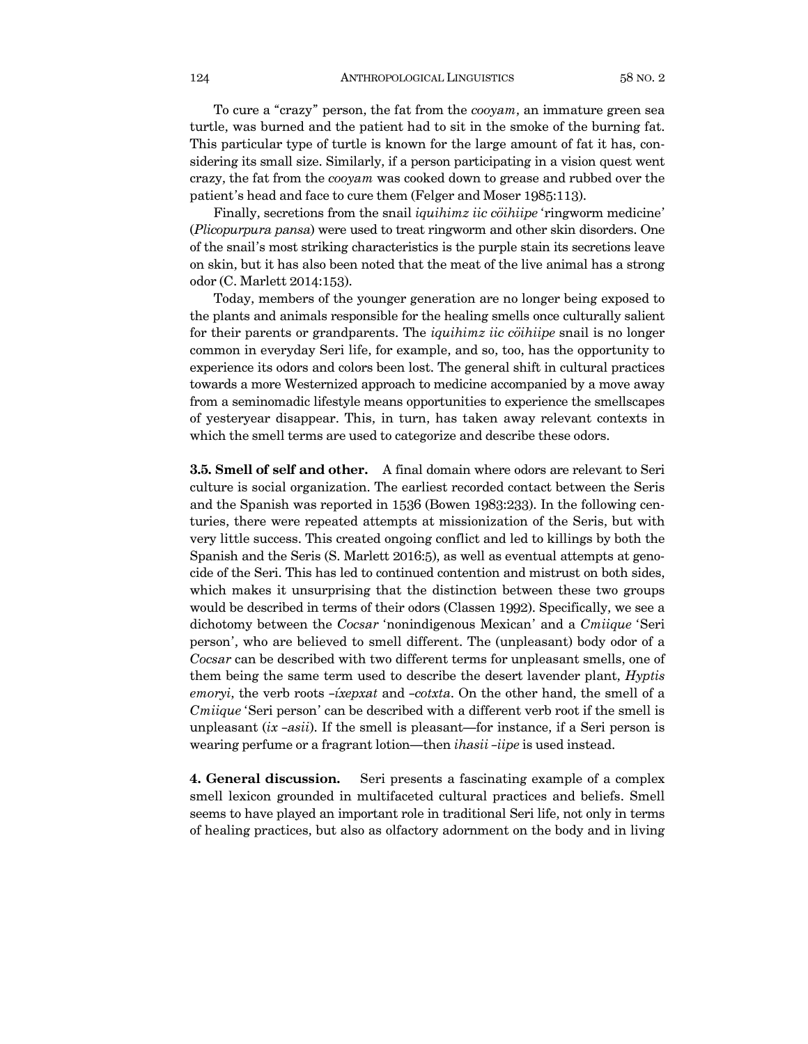To cure a "crazy" person, the fat from the *cooyam*, an immature green sea turtle, was burned and the patient had to sit in the smoke of the burning fat. This particular type of turtle is known for the large amount of fat it has, considering its small size. Similarly, if a person participating in a vision quest went crazy, the fat from the *cooyam* was cooked down to grease and rubbed over the patient's head and face to cure them (Felger and Moser 1985:113).

Finally, secretions from the snail *iquihimz iic cöihiipe* 'ringworm medicine' (*Plicopurpura pansa*) were used to treat ringworm and other skin disorders. One of the snail's most striking characteristics is the purple stain its secretions leave on skin, but it has also been noted that the meat of the live animal has a strong odor (C. Marlett 2014:153).

Today, members of the younger generation are no longer being exposed to the plants and animals responsible for the healing smells once culturally salient for their parents or grandparents. The *iquihimz iic cöihiipe* snail is no longer common in everyday Seri life, for example, and so, too, has the opportunity to experience its odors and colors been lost. The general shift in cultural practices towards a more Westernized approach to medicine accompanied by a move away from a seminomadic lifestyle means opportunities to experience the smellscapes of yesteryear disappear. This, in turn, has taken away relevant contexts in which the smell terms are used to categorize and describe these odors.

**3.5. Smell of self and other.** A final domain where odors are relevant to Seri culture is social organization. The earliest recorded contact between the Seris and the Spanish was reported in 1536 (Bowen 1983:233). In the following centuries, there were repeated attempts at missionization of the Seris, but with very little success. This created ongoing conflict and led to killings by both the Spanish and the Seris (S. Marlett 2016:5), as well as eventual attempts at genocide of the Seri. This has led to continued contention and mistrust on both sides, which makes it unsurprising that the distinction between these two groups would be described in terms of their odors (Classen 1992). Specifically, we see a dichotomy between the *Cocsar* 'nonindigenous Mexican' and a *Cmiique* 'Seri person', who are believed to smell different. The (unpleasant) body odor of a *Cocsar* can be described with two different terms for unpleasant smells, one of them being the same term used to describe the desert lavender plant, *Hyptis emoryi*, the verb roots *-íxepxat* and *-cotxta*. On the other hand, the smell of a *Cmiique* 'Seri person' can be described with a different verb root if the smell is unpleasant (*ix -asii*). If the smell is pleasant—for instance, if a Seri person is wearing perfume or a fragrant lotion—then *ihasii -iipe* is used instead.

**4. General discussion.** Seri presents a fascinating example of a complex smell lexicon grounded in multifaceted cultural practices and beliefs. Smell seems to have played an important role in traditional Seri life, not only in terms of healing practices, but also as olfactory adornment on the body and in living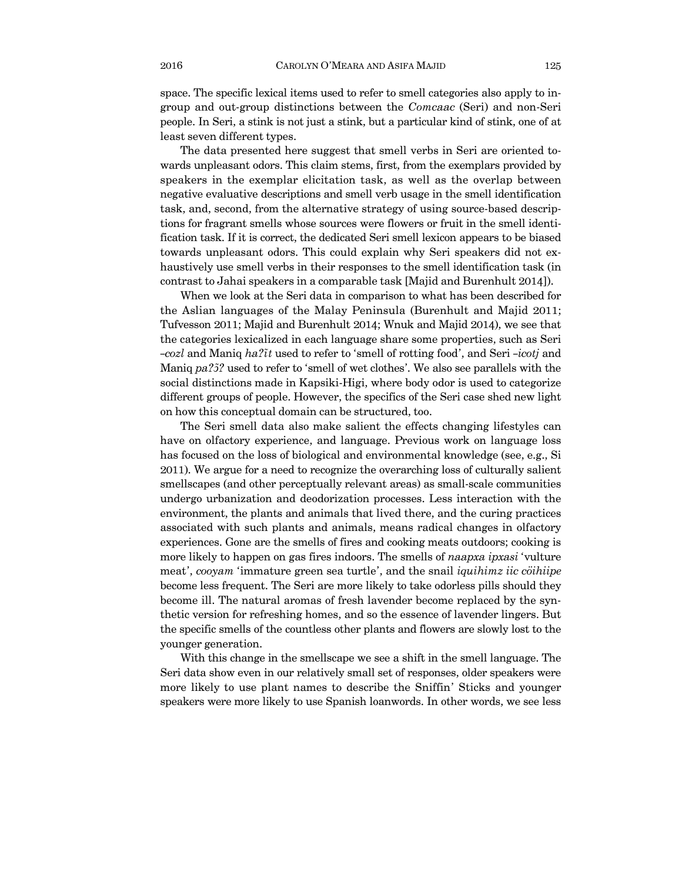space. The specific lexical items used to refer to smell categories also apply to in-group and out-group distinctions between the *Comcaac* (Seri) and non-Seri people. In Seri, a stink is not just a stink, but a particular kind of stink, one of at least seven different types.

The data presented here suggest that smell verbs in Seri are oriented towards unpleasant odors. This claim stems, first, from the exemplars provided by speakers in the exemplar elicitation task, as well as the overlap between negative evaluative descriptions and smell verb usage in the smell identification task, and, second, from the alternative strategy of using source-based descriptions for fragrant smells whose sources were flowers or fruit in the smell identification task. If it is correct, the dedicated Seri smell lexicon appears to be biased towards unpleasant odors. This could explain why Seri speakers did not exhaustively use smell verbs in their responses to the smell identification task (in contrast to Jahai speakers in a comparable task [Majid and Burenhult 2014]).

When we look at the Seri data in comparison to what has been described for the Aslian languages of the Malay Peninsula (Burenhult and Majid 2011; Tufvesson 2011; Majid and Burenhult 2014; Wnuk and Majid 2014), we see that the categories lexicalized in each language share some properties, such as Seri *–cozl* and Maniq *haʔĩt* used to refer to 'smell of rotting food', and Seri *–icotj* and Maniq *paʔɔ̃ʔ* used to refer to 'smell of wet clothes'. We also see parallels with the social distinctions made in Kapsiki-Higi, where body odor is used to categorize different groups of people. However, the specifics of the Seri case shed new light on how this conceptual domain can be structured, too.

The Seri smell data also make salient the effects changing lifestyles can have on olfactory experience, and language. Previous work on language loss has focused on the loss of biological and environmental knowledge (see, e.g., Si 2011). We argue for a need to recognize the overarching loss of culturally salient smellscapes (and other perceptually relevant areas) as small-scale communities undergo urbanization and deodorization processes. Less interaction with the environment, the plants and animals that lived there, and the curing practices associated with such plants and animals, means radical changes in olfactory experiences. Gone are the smells of fires and cooking meats outdoors; cooking is more likely to happen on gas fires indoors. The smells of *naapxa ipxasi* 'vulture meat', *cooyam* 'immature green sea turtle', and the snail *iquihimz iic cöihiipe* become less frequent. The Seri are more likely to take odorless pills should they become ill. The natural aromas of fresh lavender become replaced by the synthetic version for refreshing homes, and so the essence of lavender lingers. But the specific smells of the countless other plants and flowers are slowly lost to the younger generation.

With this change in the smellscape we see a shift in the smell language. The Seri data show even in our relatively small set of responses, older speakers were more likely to use plant names to describe the Sniffin' Sticks and younger speakers were more likely to use Spanish loanwords. In other words, we see less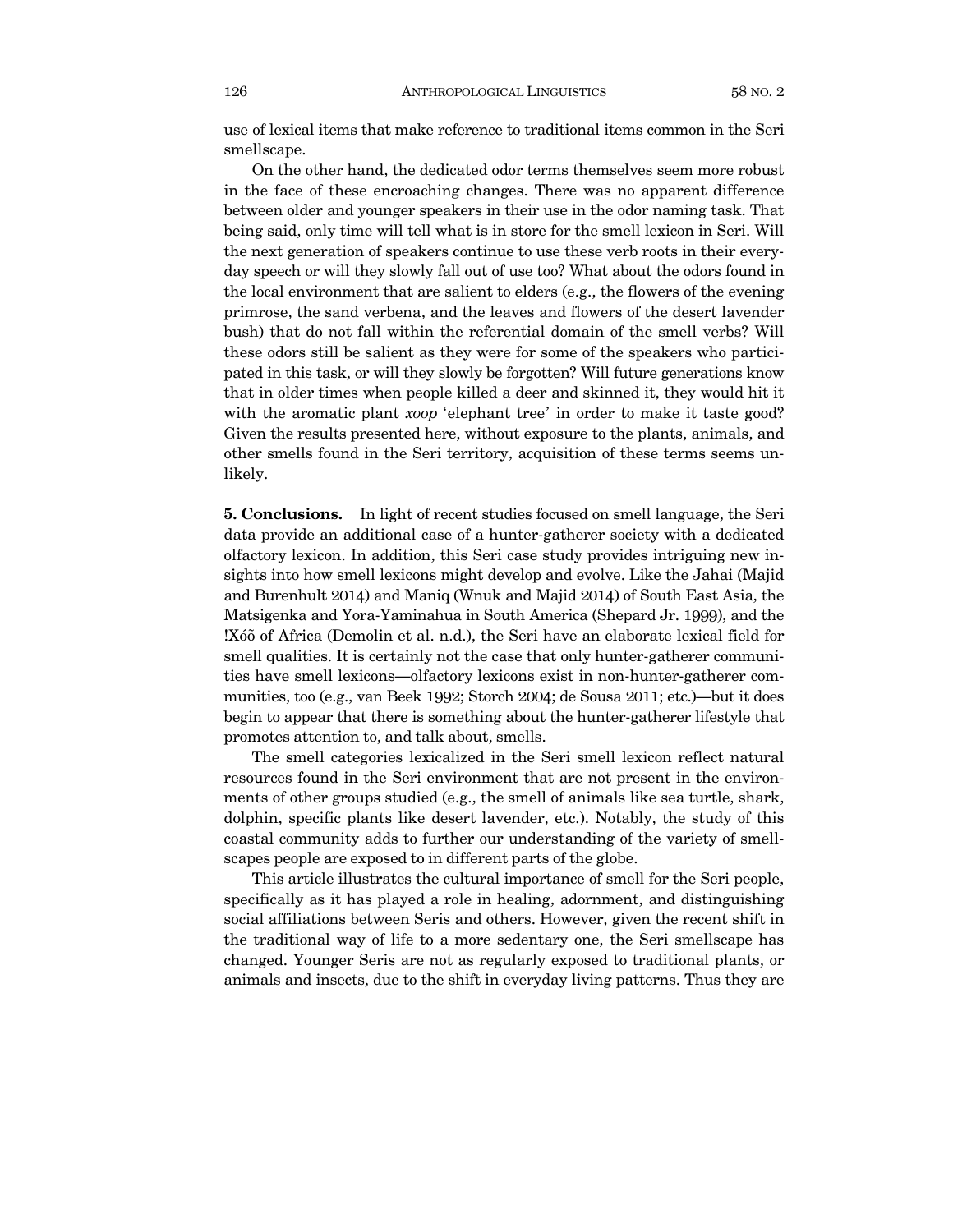use of lexical items that make reference to traditional items common in the Seri smellscape.

On the other hand, the dedicated odor terms themselves seem more robust in the face of these encroaching changes. There was no apparent difference between older and younger speakers in their use in the odor naming task. That being said, only time will tell what is in store for the smell lexicon in Seri. Will the next generation of speakers continue to use these verb roots in their everyday speech or will they slowly fall out of use too? What about the odors found in the local environment that are salient to elders (e.g., the flowers of the evening primrose, the sand verbena, and the leaves and flowers of the desert lavender bush) that do not fall within the referential domain of the smell verbs? Will these odors still be salient as they were for some of the speakers who participated in this task, or will they slowly be forgotten? Will future generations know that in older times when people killed a deer and skinned it, they would hit it with the aromatic plant *xoop* 'elephant tree' in order to make it taste good? Given the results presented here, without exposure to the plants, animals, and other smells found in the Seri territory, acquisition of these terms seems unlikely.

**5. Conclusions.** In light of recent studies focused on smell language, the Seri data provide an additional case of a hunter-gatherer society with a dedicated olfactory lexicon. In addition, this Seri case study provides intriguing new insights into how smell lexicons might develop and evolve. Like the Jahai (Majid and Burenhult 2014) and Maniq (Wnuk and Majid 2014) of South East Asia, the Matsigenka and Yora-Yaminahua in South America (Shepard Jr. 1999), and the !Xóõ of Africa (Demolin et al. n.d.), the Seri have an elaborate lexical field for smell qualities. It is certainly not the case that only hunter-gatherer communities have smell lexicons—olfactory lexicons exist in non-hunter-gatherer communities, too (e.g., van Beek 1992; Storch 2004; de Sousa 2011; etc.)—but it does begin to appear that there is something about the hunter-gatherer lifestyle that promotes attention to, and talk about, smells.

The smell categories lexicalized in the Seri smell lexicon reflect natural resources found in the Seri environment that are not present in the environments of other groups studied (e.g., the smell of animals like sea turtle, shark, dolphin, specific plants like desert lavender, etc.). Notably, the study of this coastal community adds to further our understanding of the variety of smellscapes people are exposed to in different parts of the globe.

This article illustrates the cultural importance of smell for the Seri people, specifically as it has played a role in healing, adornment, and distinguishing social affiliations between Seris and others. However, given the recent shift in the traditional way of life to a more sedentary one, the Seri smellscape has changed. Younger Seris are not as regularly exposed to traditional plants, or animals and insects, due to the shift in everyday living patterns. Thus they are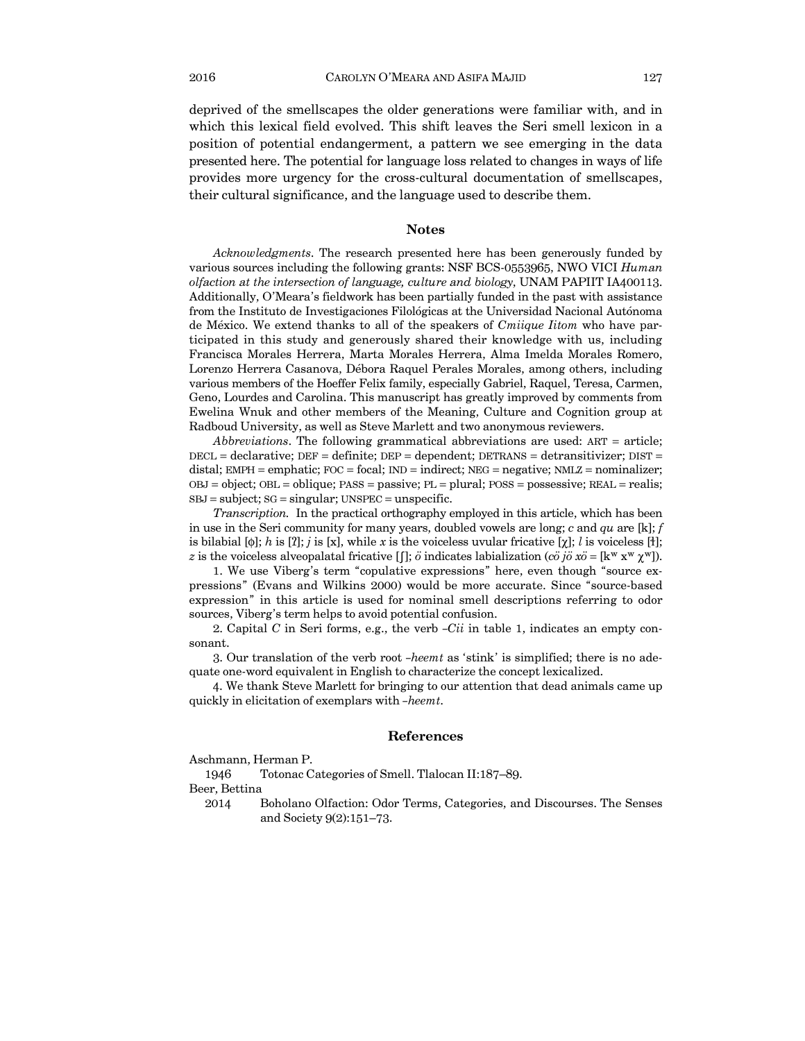deprived of the smellscapes the older generations were familiar with, and in which this lexical field evolved. This shift leaves the Seri smell lexicon in a position of potential endangerment, a pattern we see emerging in the data presented here. The potential for language loss related to changes in ways of life provides more urgency for the cross-cultural documentation of smellscapes, their cultural significance, and the language used to describe them.

## Notes

*Acknowledgments*. The research presented here has been generously funded by various sources including the following grants: NSF BCS-0553965, NWO VICI *Human olfaction at the intersection of language, culture and biology*, UNAM PAPIIT IA400113. Additionally, O'Meara's fieldwork has been partially funded in the past with assistance from the Instituto de Investigaciones Filológicas at the Universidad Nacional Autónoma de México. We extend thanks to all of the speakers of *Cmiique Iitom* who have participated in this study and generously shared their knowledge with us, including Francisca Morales Herrera, Marta Morales Herrera, Alma Imelda Morales Romero, Lorenzo Herrera Casanova, Débora Raquel Perales Morales, among others, including various members of the Hoeffer Felix family, especially Gabriel, Raquel, Teresa, Carmen, Geno, Lourdes and Carolina. This manuscript has greatly improved by comments from Ewelina Wnuk and other members of the Meaning, Culture and Cognition group at Radboud University, as well as Steve Marlett and two anonymous reviewers.

*Abbreviations*. The following grammatical abbreviations are used: ART = article; DECL = declarative; DEF = definite; DEP = dependent; DETRANS = detransitivizer; DIST = distal; EMPH = emphatic; FOC = focal; IND = indirect; NEG = negative; NMLZ = nominalizer; OBJ = object; OBL = oblique; PASS = passive; PL = plural; POSS = possessive; REAL = realis; SBJ = subject; SG = singular; UNSPEC = unspecific.

*Transcription.* In the practical orthography employed in this article, which has been in use in the Seri community for many years, doubled vowels are long; *c* and *qu* are [k]; *f* is bilabial [ɸ]; *h* is [ʔ]; *j* is [x], while *x* is the voiceless uvular fricative [χ]; *l* is voiceless [ɬ]; *z* is the voiceless alveopalatal fricative [ʃ]; *ö* indicates labialization (*cö jö xö* = [kʷ xʷ χʷ]).

1. We use Viberg's term "copulative expressions" here, even though "source expressions" (Evans and Wilkins 2000) would be more accurate. Since "source-based expression" in this article is used for nominal smell descriptions referring to odor sources, Viberg's term helps to avoid potential confusion.

2. Capital *C* in Seri forms, e.g., the verb *–Cii* in table 1, indicates an empty consonant.

3. Our translation of the verb root *–heemt* as 'stink' is simplified; there is no adequate one-word equivalent in English to characterize the concept lexicalized.

4. We thank Steve Marlett for bringing to our attention that dead animals came up quickly in elicitation of exemplars with *–heemt*.

## References

Aschmann, Herman P.
1946 Totonac Categories of Smell. Tlalocan II:187–89.

Beer, Bettina
2014 Boholano Olfaction: Odor Terms, Categories, and Discourses. The Senses and Society 9(2):151–73.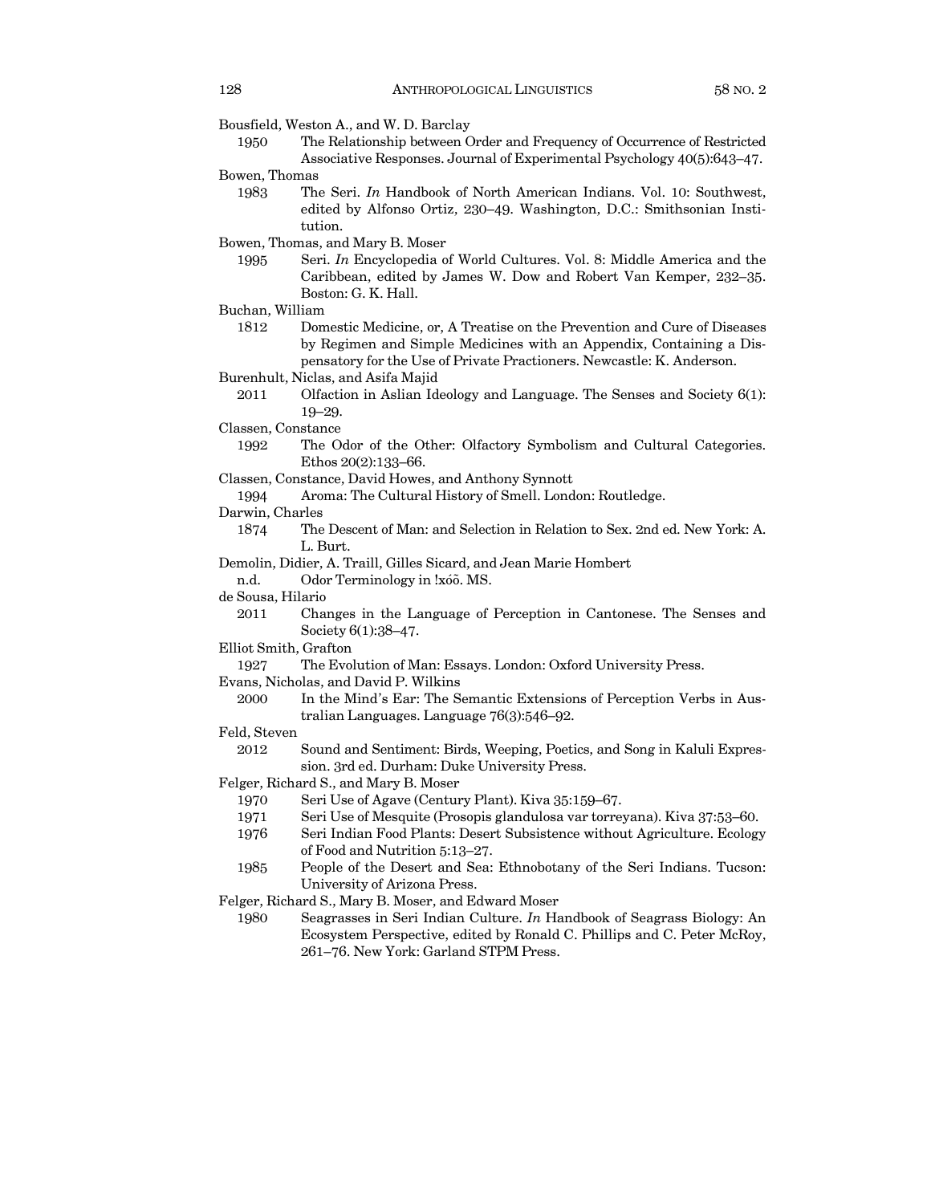Bousfield, Weston A., and W. D. Barclay

1950 The Relationship between Order and Frequency of Occurrence of Restricted Associative Responses. Journal of Experimental Psychology 40(5):643–47.

Bowen, Thomas

1983 The Seri. *In* Handbook of North American Indians. Vol. 10: Southwest, edited by Alfonso Ortiz, 230–49. Washington, D.C.: Smithsonian Institution.

Bowen, Thomas, and Mary B. Moser

1995 Seri. *In* Encyclopedia of World Cultures. Vol. 8: Middle America and the Caribbean, edited by James W. Dow and Robert Van Kemper, 232–35. Boston: G. K. Hall.

Buchan, William

1812 Domestic Medicine, or, A Treatise on the Prevention and Cure of Diseases by Regimen and Simple Medicines with an Appendix, Containing a Dispensatory for the Use of Private Practioners. Newcastle: K. Anderson.

Burenhult, Niclas, and Asifa Majid

2011 Olfaction in Aslian Ideology and Language. The Senses and Society 6(1): 19–29.

Classen, Constance

1992 The Odor of the Other: Olfactory Symbolism and Cultural Categories. Ethos 20(2):133–66.

Classen, Constance, David Howes, and Anthony Synnott

1994 Aroma: The Cultural History of Smell. London: Routledge.

Darwin, Charles

1874 The Descent of Man: and Selection in Relation to Sex. 2nd ed. New York: A. L. Burt.

Demolin, Didier, A. Traill, Gilles Sicard, and Jean Marie Hombert

n.d. Odor Terminology in !xóõ. MS.

de Sousa, Hilario

2011 Changes in the Language of Perception in Cantonese. The Senses and Society 6(1):38–47.

Elliot Smith, Grafton

1927 The Evolution of Man: Essays. London: Oxford University Press.

Evans, Nicholas, and David P. Wilkins

2000 In the Mind's Ear: The Semantic Extensions of Perception Verbs in Australian Languages. Language 76(3):546–92.

Feld, Steven

2012 Sound and Sentiment: Birds, Weeping, Poetics, and Song in Kaluli Expression. 3rd ed. Durham: Duke University Press.

Felger, Richard S., and Mary B. Moser

1970 Seri Use of Agave (Century Plant). Kiva 35:159–67.

1971 Seri Use of Mesquite (Prosopis glandulosa var torreyana). Kiva 37:53–60.

1976 Seri Indian Food Plants: Desert Subsistence without Agriculture. Ecology of Food and Nutrition 5:13–27.

1985 People of the Desert and Sea: Ethnobotany of the Seri Indians. Tucson: University of Arizona Press.

Felger, Richard S., Mary B. Moser, and Edward Moser

1980 Seagrasses in Seri Indian Culture. *In* Handbook of Seagrass Biology: An Ecosystem Perspective, edited by Ronald C. Phillips and C. Peter McRoy, 261–76. New York: Garland STPM Press.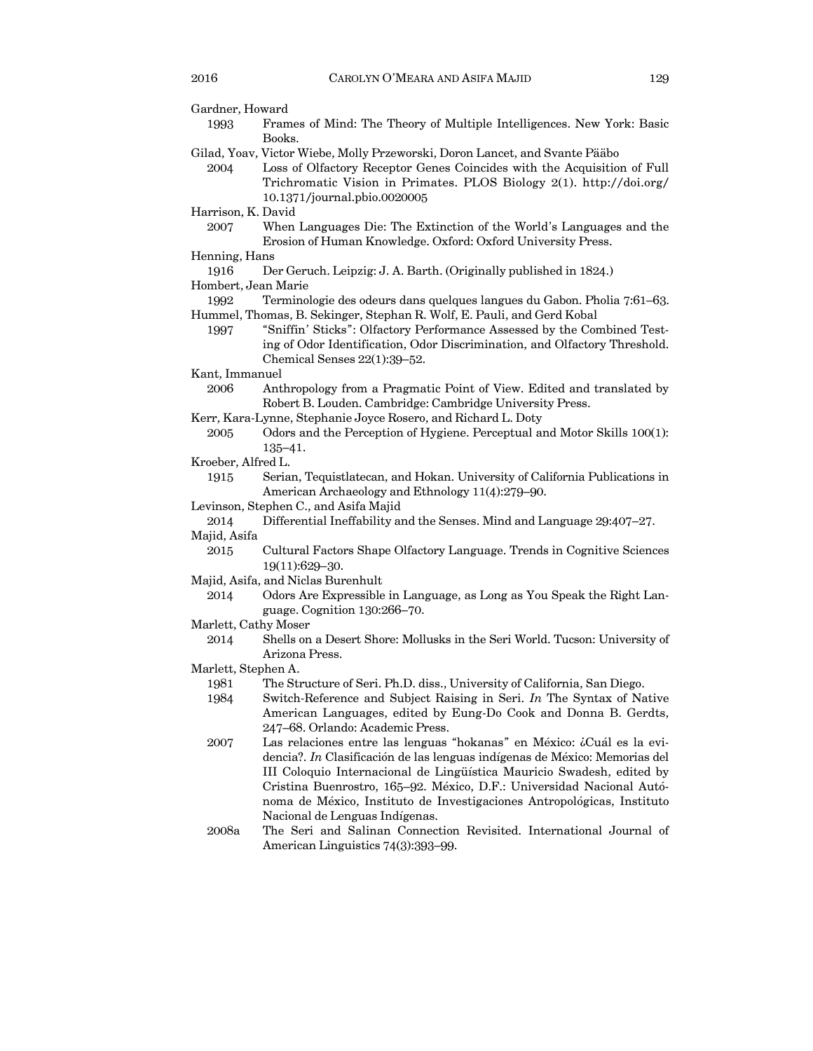Gardner, Howard

1993 Frames of Mind: The Theory of Multiple Intelligences. New York: Basic Books.

Gilad, Yoav, Victor Wiebe, Molly Przeworski, Doron Lancet, and Svante Pääbo

2004 Loss of Olfactory Receptor Genes Coincides with the Acquisition of Full Trichromatic Vision in Primates. PLOS Biology 2(1). http://doi.org/10.1371/journal.pbio.0020005

Harrison, K. David

2007 When Languages Die: The Extinction of the World's Languages and the Erosion of Human Knowledge. Oxford: Oxford University Press.

Henning, Hans

1916 Der Geruch. Leipzig: J. A. Barth. (Originally published in 1824.)

Hombert, Jean Marie

1992 Terminologie des odeurs dans quelques langues du Gabon. Pholia 7:61–63.

Hummel, Thomas, B. Sekinger, Stephan R. Wolf, E. Pauli, and Gerd Kobal

1997 "Sniffin' Sticks": Olfactory Performance Assessed by the Combined Testing of Odor Identification, Odor Discrimination, and Olfactory Threshold. Chemical Senses 22(1):39–52.

Kant, Immanuel

2006 Anthropology from a Pragmatic Point of View. Edited and translated by Robert B. Louden. Cambridge: Cambridge University Press.

Kerr, Kara-Lynne, Stephanie Joyce Rosero, and Richard L. Doty

2005 Odors and the Perception of Hygiene. Perceptual and Motor Skills 100(1): 135–41.

Kroeber, Alfred L.

1915 Serian, Tequistlatecan, and Hokan. University of California Publications in American Archaeology and Ethnology 11(4):279–90.

Levinson, Stephen C., and Asifa Majid

2014 Differential Ineffability and the Senses. Mind and Language 29:407–27.

Majid, Asifa

2015 Cultural Factors Shape Olfactory Language. Trends in Cognitive Sciences 19(11):629–30.

Majid, Asifa, and Niclas Burenhult

2014 Odors Are Expressible in Language, as Long as You Speak the Right Language. Cognition 130:266–70.

Marlett, Cathy Moser

2014 Shells on a Desert Shore: Mollusks in the Seri World. Tucson: University of Arizona Press.

Marlett, Stephen A.

1981 The Structure of Seri. Ph.D. diss., University of California, San Diego.

1984 Switch-Reference and Subject Raising in Seri. *In* The Syntax of Native American Languages, edited by Eung-Do Cook and Donna B. Gerdts, 247–68. Orlando: Academic Press.

2007 Las relaciones entre las lenguas "hokanas" en México: ¿Cuál es la evidencia?. *In* Clasificación de las lenguas indígenas de México: Memorias del III Coloquio Internacional de Lingüística Mauricio Swadesh, edited by Cristina Buenrostro, 165–92. México, D.F.: Universidad Nacional Autónoma de México, Instituto de Investigaciones Antropológicas, Instituto Nacional de Lenguas Indígenas.

2008a The Seri and Salinan Connection Revisited. International Journal of American Linguistics 74(3):393–99.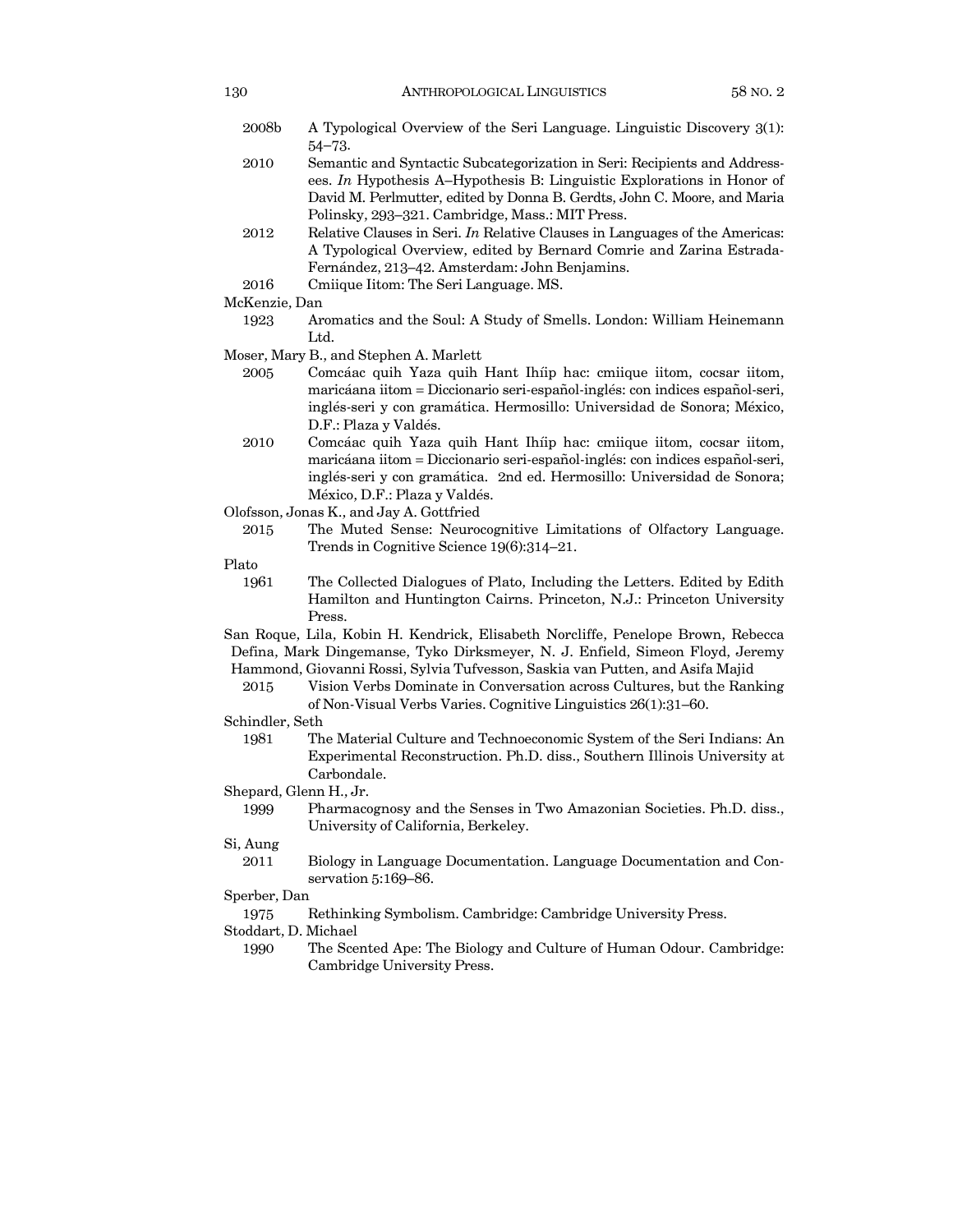2008b A Typological Overview of the Seri Language. Linguistic Discovery 3(1): 54–73.

2010 Semantic and Syntactic Subcategorization in Seri: Recipients and Addressees. *In* Hypothesis A–Hypothesis B: Linguistic Explorations in Honor of David M. Perlmutter, edited by Donna B. Gerdts, John C. Moore, and Maria Polinsky, 293–321. Cambridge, Mass.: MIT Press.

2012 Relative Clauses in Seri. *In* Relative Clauses in Languages of the Americas: A Typological Overview, edited by Bernard Comrie and Zarina Estrada-Fernández, 213–42. Amsterdam: John Benjamins.

2016 Cmiique Iitom: The Seri Language. MS.

McKenzie, Dan

1923 Aromatics and the Soul: A Study of Smells. London: William Heinemann Ltd.

Moser, Mary B., and Stephen A. Marlett

2005 Comcáac quih Yaza quih Hant Ihíip hac: cmiique iitom, cocsar iitom, maricáana iitom = Diccionario seri-español-inglés: con indices español-seri, inglés-seri y con gramática. Hermosillo: Universidad de Sonora; México, D.F.: Plaza y Valdés.

2010 Comcáac quih Yaza quih Hant Ihíip hac: cmiique iitom, cocsar iitom, maricáana iitom = Diccionario seri-español-inglés: con indices español-seri, inglés-seri y con gramática. 2nd ed. Hermosillo: Universidad de Sonora; México, D.F.: Plaza y Valdés.

Olofsson, Jonas K., and Jay A. Gottfried

2015 The Muted Sense: Neurocognitive Limitations of Olfactory Language. Trends in Cognitive Science 19(6):314–21.

Plato

1961 The Collected Dialogues of Plato, Including the Letters. Edited by Edith Hamilton and Huntington Cairns. Princeton, N.J.: Princeton University Press.

San Roque, Lila, Kobin H. Kendrick, Elisabeth Norcliffe, Penelope Brown, Rebecca Defina, Mark Dingemanse, Tyko Dirksmeyer, N. J. Enfield, Simeon Floyd, Jeremy Hammond, Giovanni Rossi, Sylvia Tufvesson, Saskia van Putten, and Asifa Majid

2015 Vision Verbs Dominate in Conversation across Cultures, but the Ranking of Non-Visual Verbs Varies. Cognitive Linguistics 26(1):31–60.

Schindler, Seth

1981 The Material Culture and Technoeconomic System of the Seri Indians: An Experimental Reconstruction. Ph.D. diss., Southern Illinois University at Carbondale.

Shepard, Glenn H., Jr.

1999 Pharmacognosy and the Senses in Two Amazonian Societies. Ph.D. diss., University of California, Berkeley.

Si, Aung

2011 Biology in Language Documentation. Language Documentation and Conservation 5:169–86.

Sperber, Dan

1975 Rethinking Symbolism. Cambridge: Cambridge University Press.

Stoddart, D. Michael

1990 The Scented Ape: The Biology and Culture of Human Odour. Cambridge: Cambridge University Press.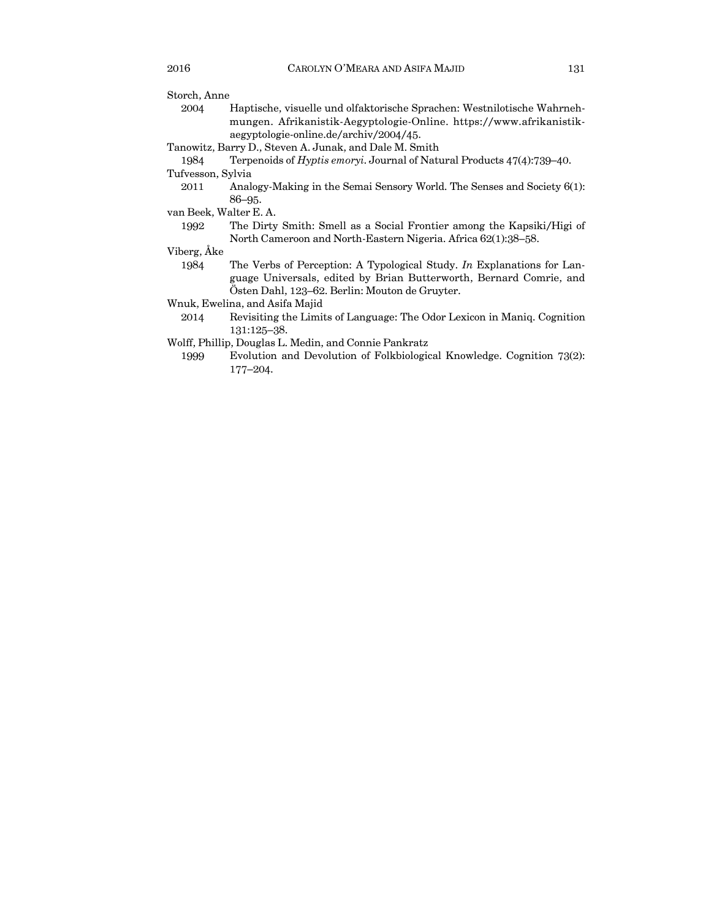Storch, Anne

2004 Haptische, visuelle und olfaktorische Sprachen: Westnilotische Wahrnehmungen. Afrikanistik-Aegyptologie-Online. https://www.afrikanistik-aegyptologie-online.de/archiv/2004/45.

Tanowitz, Barry D., Steven A. Junak, and Dale M. Smith

1984 Terpenoids of *Hyptis emoryi*. Journal of Natural Products 47(4):739–40.

Tufvesson, Sylvia

2011 Analogy-Making in the Semai Sensory World. The Senses and Society 6(1): 86–95.

van Beek, Walter E. A.

1992 The Dirty Smith: Smell as a Social Frontier among the Kapsiki/Higi of North Cameroon and North-Eastern Nigeria. Africa 62(1):38–58.

Viberg, Åke

1984 The Verbs of Perception: A Typological Study. *In* Explanations for Language Universals, edited by Brian Butterworth, Bernard Comrie, and Östen Dahl, 123–62. Berlin: Mouton de Gruyter.

Wnuk, Ewelina, and Asifa Majid

2014 Revisiting the Limits of Language: The Odor Lexicon in Maniq. Cognition 131:125–38.

Wolff, Phillip, Douglas L. Medin, and Connie Pankratz

1999 Evolution and Devolution of Folkbiological Knowledge. Cognition 73(2): 177–204.